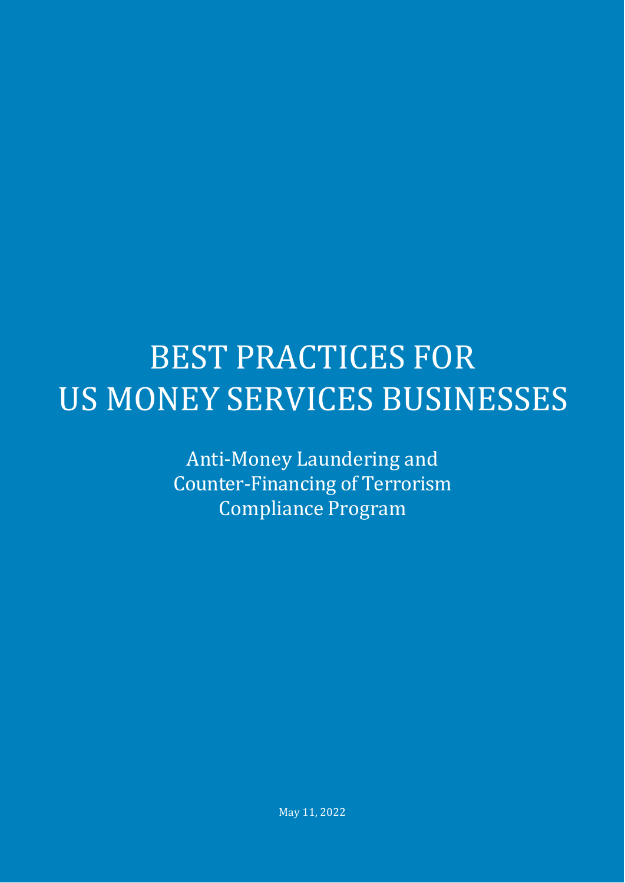# BEST PRACTICES FOR US MONEY SERVICES BUSINESSES

## Anti-Money Laundering and Counter-Financing of Terrorism Compliance Program

May 11, 2022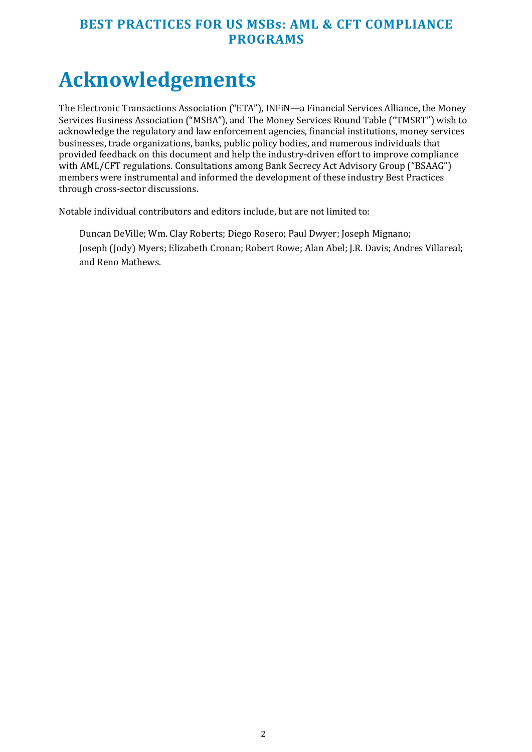# Acknowledgements

The Electronic Transactions Association ("ETA"), INFiN—a Financial Services Alliance, the Money Services Business Association ("MSBA"), and The Money Services Round Table ("TMSRT") wish to acknowledge the regulatory and law enforcement agencies, financial institutions, money services businesses, trade organizations, banks, public policy bodies, and numerous individuals that provided feedback on this document and help the industry-driven effort to improve compliance with AML/CFT regulations. Consultations among Bank Secrecy Act Advisory Group ("BSAAG") members were instrumental and informed the development of these industry Best Practices through cross-sector discussions.

Notable individual contributors and editors include, but are not limited to:

> Duncan DeVille; Wm. Clay Roberts; Diego Rosero; Paul Dwyer; Joseph Mignano; Joseph (Jody) Myers; Elizabeth Cronan; Robert Rowe; Alan Abel; J.R. Davis; Andres Villareal; and Reno Mathews.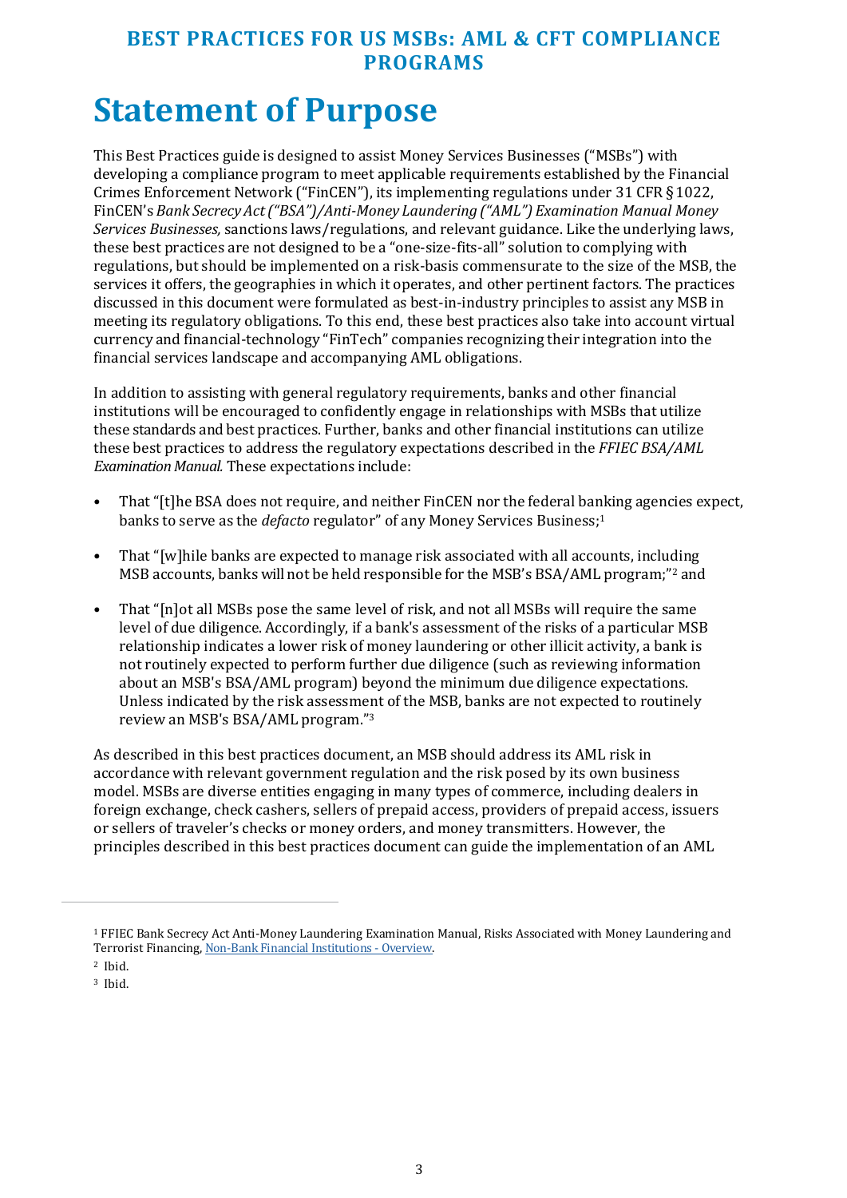# Statement of Purpose

This Best Practices guide is designed to assist Money Services Businesses ("MSBs") with developing a compliance program to meet applicable requirements established by the Financial Crimes Enforcement Network ("FinCEN"), its implementing regulations under 31 CFR § 1022, FinCEN's *Bank Secrecy Act ("BSA")/Anti-Money Laundering ("AML") Examination Manual Money Services Businesses,* sanctions laws/regulations, and relevant guidance. Like the underlying laws, these best practices are not designed to be a "one-size-fits-all" solution to complying with regulations, but should be implemented on a risk-basis commensurate to the size of the MSB, the services it offers, the geographies in which it operates, and other pertinent factors. The practices discussed in this document were formulated as best-in-industry principles to assist any MSB in meeting its regulatory obligations. To this end, these best practices also take into account virtual currency and financial-technology "FinTech" companies recognizing their integration into the financial services landscape and accompanying AML obligations.

In addition to assisting with general regulatory requirements, banks and other financial institutions will be encouraged to confidently engage in relationships with MSBs that utilize these standards and best practices. Further, banks and other financial institutions can utilize these best practices to address the regulatory expectations described in the *FFIEC BSA/AML Examination Manual.* These expectations include:

- That "[t]he BSA does not require, and neither FinCEN nor the federal banking agencies expect, banks to serve as the *defacto* regulator" of any Money Services Business;[1]
- That "[w]hile banks are expected to manage risk associated with all accounts, including MSB accounts, banks will not be held responsible for the MSB's BSA/AML program;"[2] and
- That "[n]ot all MSBs pose the same level of risk, and not all MSBs will require the same level of due diligence. Accordingly, if a bank's assessment of the risks of a particular MSB relationship indicates a lower risk of money laundering or other illicit activity, a bank is not routinely expected to perform further due diligence (such as reviewing information about an MSB's BSA/AML program) beyond the minimum due diligence expectations. Unless indicated by the risk assessment of the MSB, banks are not expected to routinely review an MSB's BSA/AML program."[3]

As described in this best practices document, an MSB should address its AML risk in accordance with relevant government regulation and the risk posed by its own business model. MSBs are diverse entities engaging in many types of commerce, including dealers in foreign exchange, check cashers, sellers of prepaid access, providers of prepaid access, issuers or sellers of traveler's checks or money orders, and money transmitters. However, the principles described in this best practices document can guide the implementation of an AML

---

[1] FFIEC Bank Secrecy Act Anti-Money Laundering Examination Manual, Risks Associated with Money Laundering and Terrorist Financing, Non-Bank Financial Institutions - Overview.

[2] Ibid.

[3] Ibid.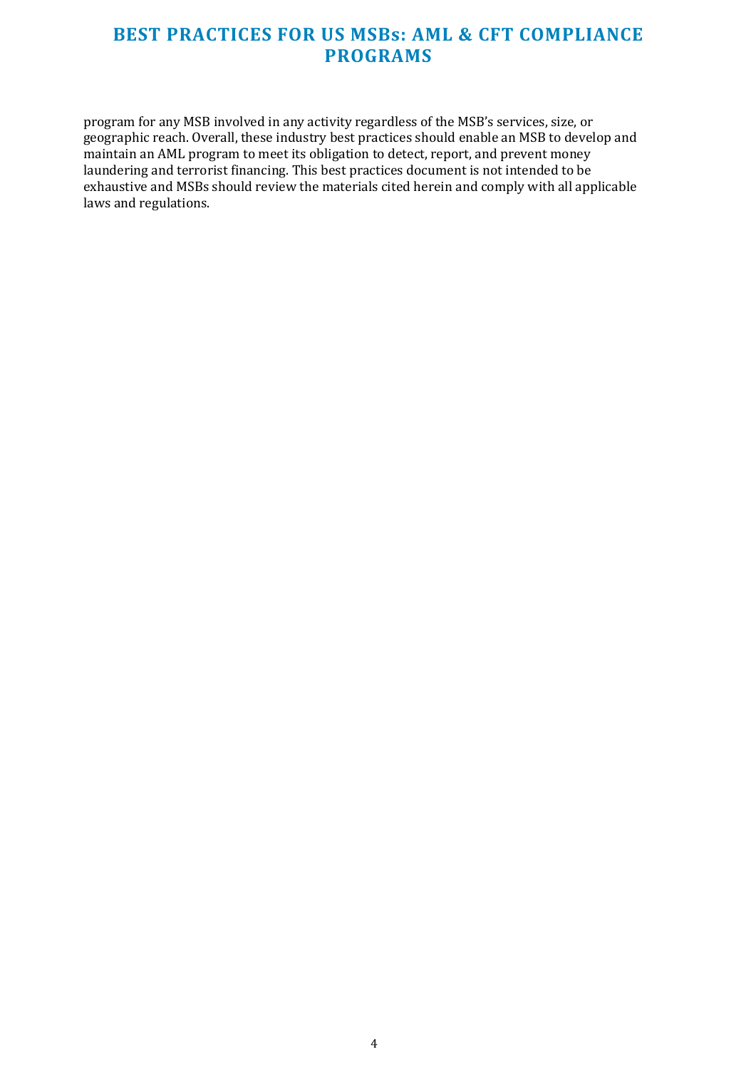program for any MSB involved in any activity regardless of the MSB's services, size, or geographic reach. Overall, these industry best practices should enable an MSB to develop and maintain an AML program to meet its obligation to detect, report, and prevent money laundering and terrorist financing. This best practices document is not intended to be exhaustive and MSBs should review the materials cited herein and comply with all applicable laws and regulations.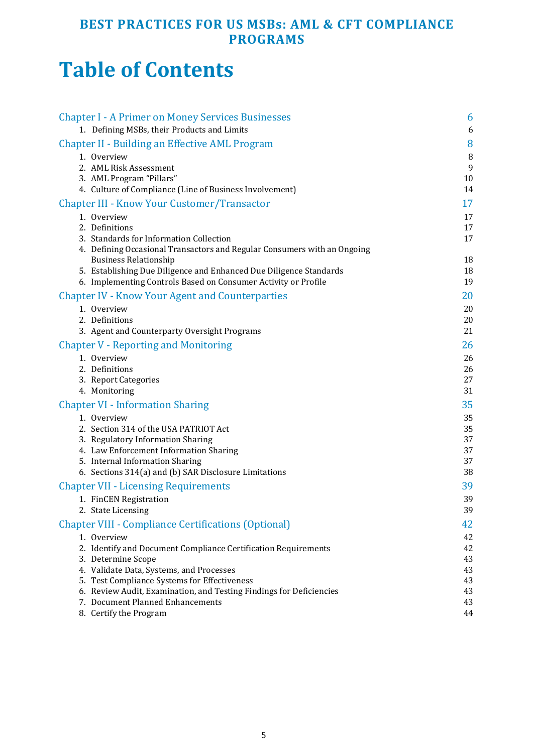# Table of Contents

| | |
|---|---|
| **Chapter I - A Primer on Money Services Businesses** | **6** |
| 1. Defining MSBs, their Products and Limits | 6 |
| **Chapter II - Building an Effective AML Program** | **8** |
| 1. Overview | 8 |
| 2. AML Risk Assessment | 9 |
| 3. AML Program "Pillars" | 10 |
| 4. Culture of Compliance (Line of Business Involvement) | 14 |
| **Chapter III - Know Your Customer/Transactor** | **17** |
| 1. Overview | 17 |
| 2. Definitions | 17 |
| 3. Standards for Information Collection | 17 |
| 4. Defining Occasional Transactors and Regular Consumers with an Ongoing Business Relationship | 18 |
| 5. Establishing Due Diligence and Enhanced Due Diligence Standards | 18 |
| 6. Implementing Controls Based on Consumer Activity or Profile | 19 |
| **Chapter IV - Know Your Agent and Counterparties** | **20** |
| 1. Overview | 20 |
| 2. Definitions | 20 |
| 3. Agent and Counterparty Oversight Programs | 21 |
| **Chapter V - Reporting and Monitoring** | **26** |
| 1. Overview | 26 |
| 2. Definitions | 26 |
| 3. Report Categories | 27 |
| 4. Monitoring | 31 |
| **Chapter VI - Information Sharing** | **35** |
| 1. Overview | 35 |
| 2. Section 314 of the USA PATRIOT Act | 35 |
| 3. Regulatory Information Sharing | 37 |
| 4. Law Enforcement Information Sharing | 37 |
| 5. Internal Information Sharing | 37 |
| 6. Sections 314(a) and (b) SAR Disclosure Limitations | 38 |
| **Chapter VII - Licensing Requirements** | **39** |
| 1. FinCEN Registration | 39 |
| 2. State Licensing | 39 |
| **Chapter VIII - Compliance Certifications (Optional)** | **42** |
| 1. Overview | 42 |
| 2. Identify and Document Compliance Certification Requirements | 42 |
| 3. Determine Scope | 43 |
| 4. Validate Data, Systems, and Processes | 43 |
| 5. Test Compliance Systems for Effectiveness | 43 |
| 6. Review Audit, Examination, and Testing Findings for Deficiencies | 43 |
| 7. Document Planned Enhancements | 43 |
| 8. Certify the Program | 44 |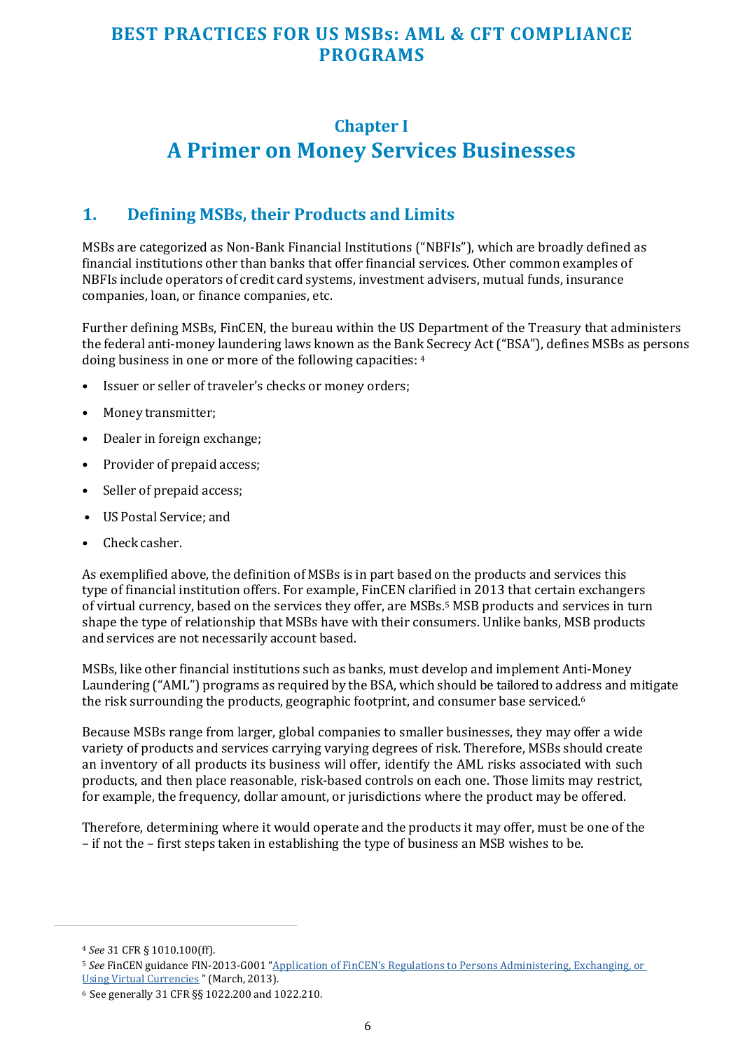# BEST PRACTICES FOR US MSBs: AML & CFT COMPLIANCE PROGRAMS

## Chapter I
# A Primer on Money Services Businesses

## 1. Defining MSBs, their Products and Limits

MSBs are categorized as Non-Bank Financial Institutions ("NBFIs"), which are broadly defined as financial institutions other than banks that offer financial services. Other common examples of NBFIs include operators of credit card systems, investment advisers, mutual funds, insurance companies, loan, or finance companies, etc.

Further defining MSBs, FinCEN, the bureau within the US Department of the Treasury that administers the federal anti-money laundering laws known as the Bank Secrecy Act ("BSA"), defines MSBs as persons doing business in one or more of the following capacities: [4]

- Issuer or seller of traveler's checks or money orders;
- Money transmitter;
- Dealer in foreign exchange;
- Provider of prepaid access;
- Seller of prepaid access;
- US Postal Service; and
- Check casher.

As exemplified above, the definition of MSBs is in part based on the products and services this type of financial institution offers. For example, FinCEN clarified in 2013 that certain exchangers of virtual currency, based on the services they offer, are MSBs.[5] MSB products and services in turn shape the type of relationship that MSBs have with their consumers. Unlike banks, MSB products and services are not necessarily account based.

MSBs, like other financial institutions such as banks, must develop and implement Anti-Money Laundering ("AML") programs as required by the BSA, which should be tailored to address and mitigate the risk surrounding the products, geographic footprint, and consumer base serviced.[6]

Because MSBs range from larger, global companies to smaller businesses, they may offer a wide variety of products and services carrying varying degrees of risk. Therefore, MSBs should create an inventory of all products its business will offer, identify the AML risks associated with such products, and then place reasonable, risk-based controls on each one. Those limits may restrict, for example, the frequency, dollar amount, or jurisdictions where the product may be offered.

Therefore, determining where it would operate and the products it may offer, must be one of the – if not the – first steps taken in establishing the type of business an MSB wishes to be.

---

[4] *See* 31 CFR § 1010.100(ff).

[5] *See* FinCEN guidance FIN-2013-G001 "Application of FinCEN's Regulations to Persons Administering, Exchanging, or Using Virtual Currencies " (March, 2013).

[6] See generally 31 CFR §§ 1022.200 and 1022.210.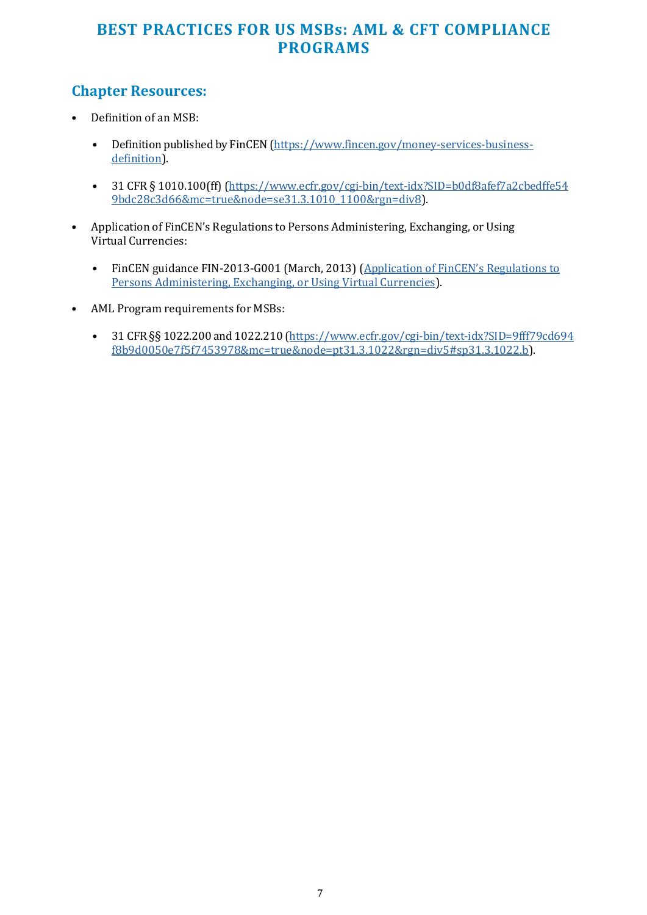## Chapter Resources:

- Definition of an MSB:
  - Definition published by FinCEN (https://www.fincen.gov/money-services-business-definition).
  - 31 CFR § 1010.100(ff) (https://www.ecfr.gov/cgi-bin/text-idx?SID=b0df8afef7a2cbedffe549bdc28c3d66&mc=true&node=se31.3.1010_1100&rgn=div8).
- Application of FinCEN's Regulations to Persons Administering, Exchanging, or Using Virtual Currencies:
  - FinCEN guidance FIN-2013-G001 (March, 2013) (Application of FinCEN's Regulations to Persons Administering, Exchanging, or Using Virtual Currencies).
- AML Program requirements for MSBs:
  - 31 CFR §§ 1022.200 and 1022.210 (https://www.ecfr.gov/cgi-bin/text-idx?SID=9fff79cd694f8b9d0050e7f5f7453978&mc=true&node=pt31.3.1022&rgn=div5#sp31.3.1022.b).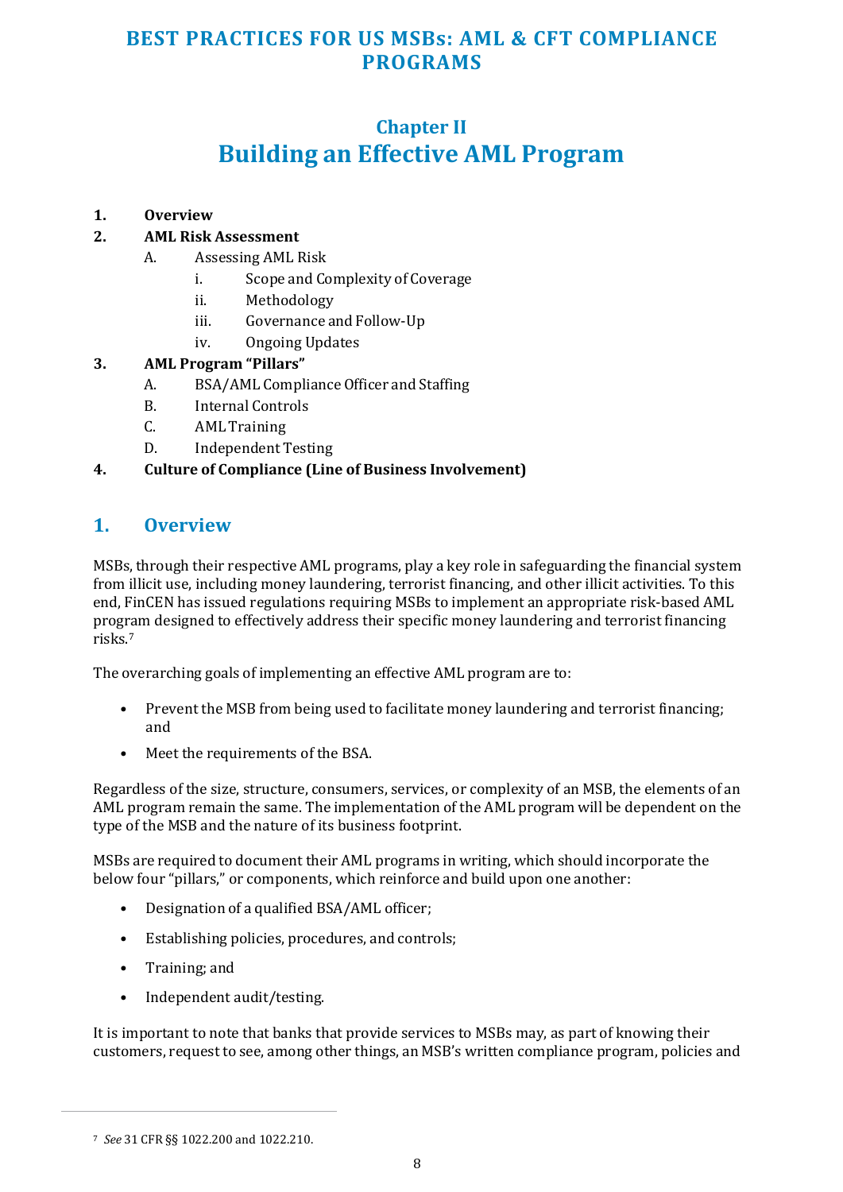# Chapter II

# Building an Effective AML Program

1. **Overview**
2. **AML Risk Assessment**
   - A. Assessing AML Risk
     - i. Scope and Complexity of Coverage
     - ii. Methodology
     - iii. Governance and Follow-Up
     - iv. Ongoing Updates
3. **AML Program "Pillars"**
   - A. BSA/AML Compliance Officer and Staffing
   - B. Internal Controls
   - C. AML Training
   - D. Independent Testing
4. **Culture of Compliance (Line of Business Involvement)**

## 1. Overview

MSBs, through their respective AML programs, play a key role in safeguarding the financial system from illicit use, including money laundering, terrorist financing, and other illicit activities. To this end, FinCEN has issued regulations requiring MSBs to implement an appropriate risk-based AML program designed to effectively address their specific money laundering and terrorist financing risks.[7]

The overarching goals of implementing an effective AML program are to:

- Prevent the MSB from being used to facilitate money laundering and terrorist financing; and
- Meet the requirements of the BSA.

Regardless of the size, structure, consumers, services, or complexity of an MSB, the elements of an AML program remain the same. The implementation of the AML program will be dependent on the type of the MSB and the nature of its business footprint.

MSBs are required to document their AML programs in writing, which should incorporate the below four "pillars," or components, which reinforce and build upon one another:

- Designation of a qualified BSA/AML officer;
- Establishing policies, procedures, and controls;
- Training; and
- Independent audit/testing.

It is important to note that banks that provide services to MSBs may, as part of knowing their customers, request to see, among other things, an MSB's written compliance program, policies and

[7] *See* 31 CFR §§ 1022.200 and 1022.210.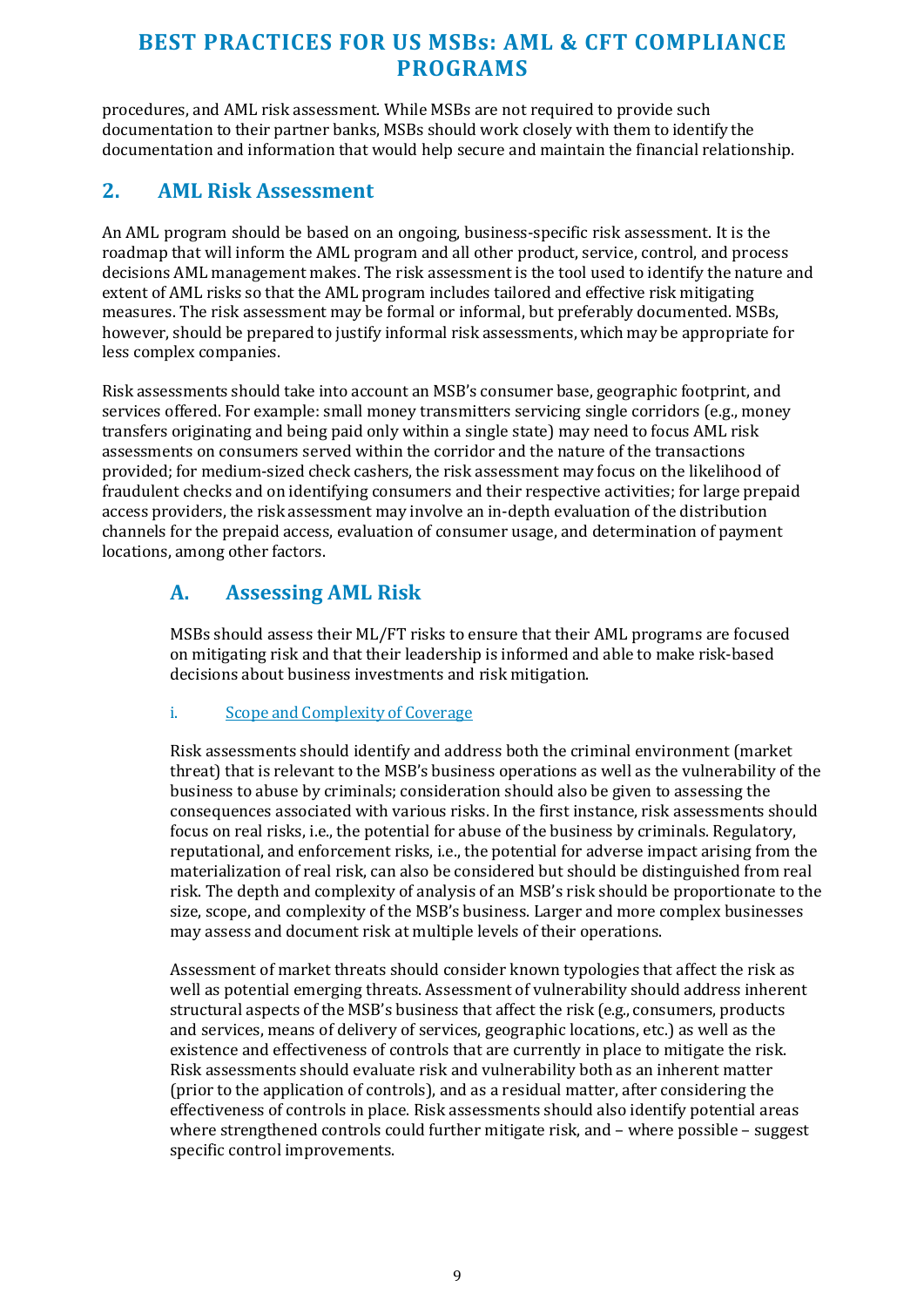procedures, and AML risk assessment. While MSBs are not required to provide such documentation to their partner banks, MSBs should work closely with them to identify the documentation and information that would help secure and maintain the financial relationship.

## 2. AML Risk Assessment

An AML program should be based on an ongoing, business-specific risk assessment. It is the roadmap that will inform the AML program and all other product, service, control, and process decisions AML management makes. The risk assessment is the tool used to identify the nature and extent of AML risks so that the AML program includes tailored and effective risk mitigating measures. The risk assessment may be formal or informal, but preferably documented. MSBs, however, should be prepared to justify informal risk assessments, which may be appropriate for less complex companies.

Risk assessments should take into account an MSB's consumer base, geographic footprint, and services offered. For example: small money transmitters servicing single corridors (e.g., money transfers originating and being paid only within a single state) may need to focus AML risk assessments on consumers served within the corridor and the nature of the transactions provided; for medium-sized check cashers, the risk assessment may focus on the likelihood of fraudulent checks and on identifying consumers and their respective activities; for large prepaid access providers, the risk assessment may involve an in-depth evaluation of the distribution channels for the prepaid access, evaluation of consumer usage, and determination of payment locations, among other factors.

### A. Assessing AML Risk

MSBs should assess their ML/FT risks to ensure that their AML programs are focused on mitigating risk and that their leadership is informed and able to make risk-based decisions about business investments and risk mitigation.

#### i. Scope and Complexity of Coverage

Risk assessments should identify and address both the criminal environment (market threat) that is relevant to the MSB's business operations as well as the vulnerability of the business to abuse by criminals; consideration should also be given to assessing the consequences associated with various risks. In the first instance, risk assessments should focus on real risks, i.e., the potential for abuse of the business by criminals. Regulatory, reputational, and enforcement risks, i.e., the potential for adverse impact arising from the materialization of real risk, can also be considered but should be distinguished from real risk. The depth and complexity of analysis of an MSB's risk should be proportionate to the size, scope, and complexity of the MSB's business. Larger and more complex businesses may assess and document risk at multiple levels of their operations.

Assessment of market threats should consider known typologies that affect the risk as well as potential emerging threats. Assessment of vulnerability should address inherent structural aspects of the MSB's business that affect the risk (e.g., consumers, products and services, means of delivery of services, geographic locations, etc.) as well as the existence and effectiveness of controls that are currently in place to mitigate the risk. Risk assessments should evaluate risk and vulnerability both as an inherent matter (prior to the application of controls), and as a residual matter, after considering the effectiveness of controls in place. Risk assessments should also identify potential areas where strengthened controls could further mitigate risk, and – where possible – suggest specific control improvements.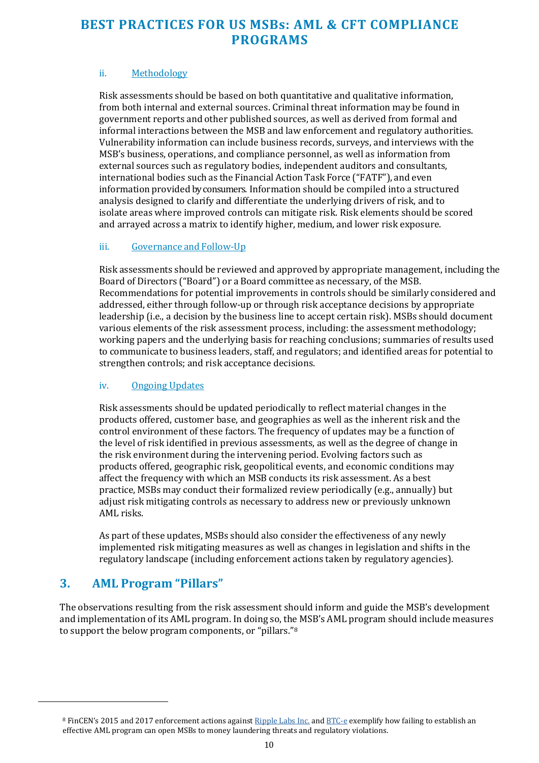#### ii. Methodology

Risk assessments should be based on both quantitative and qualitative information, from both internal and external sources. Criminal threat information may be found in government reports and other published sources, as well as derived from formal and informal interactions between the MSB and law enforcement and regulatory authorities. Vulnerability information can include business records, surveys, and interviews with the MSB's business, operations, and compliance personnel, as well as information from external sources such as regulatory bodies, independent auditors and consultants, international bodies such as the Financial Action Task Force ("FATF"), and even information provided by consumers. Information should be compiled into a structured analysis designed to clarify and differentiate the underlying drivers of risk, and to isolate areas where improved controls can mitigate risk. Risk elements should be scored and arrayed across a matrix to identify higher, medium, and lower risk exposure.

#### iii. Governance and Follow-Up

Risk assessments should be reviewed and approved by appropriate management, including the Board of Directors ("Board") or a Board committee as necessary, of the MSB. Recommendations for potential improvements in controls should be similarly considered and addressed, either through follow-up or through risk acceptance decisions by appropriate leadership (i.e., a decision by the business line to accept certain risk). MSBs should document various elements of the risk assessment process, including: the assessment methodology; working papers and the underlying basis for reaching conclusions; summaries of results used to communicate to business leaders, staff, and regulators; and identified areas for potential to strengthen controls; and risk acceptance decisions.

#### iv. Ongoing Updates

Risk assessments should be updated periodically to reflect material changes in the products offered, customer base, and geographies as well as the inherent risk and the control environment of these factors. The frequency of updates may be a function of the level of risk identified in previous assessments, as well as the degree of change in the risk environment during the intervening period. Evolving factors such as products offered, geographic risk, geopolitical events, and economic conditions may affect the frequency with which an MSB conducts its risk assessment. As a best practice, MSBs may conduct their formalized review periodically (e.g., annually) but adjust risk mitigating controls as necessary to address new or previously unknown AML risks.

As part of these updates, MSBs should also consider the effectiveness of any newly implemented risk mitigating measures as well as changes in legislation and shifts in the regulatory landscape (including enforcement actions taken by regulatory agencies).

## 3. AML Program "Pillars"

The observations resulting from the risk assessment should inform and guide the MSB's development and implementation of its AML program. In doing so, the MSB's AML program should include measures to support the below program components, or "pillars."[8]

---

[8] FinCEN's 2015 and 2017 enforcement actions against Ripple Labs Inc. and BTC-e exemplify how failing to establish an effective AML program can open MSBs to money laundering threats and regulatory violations.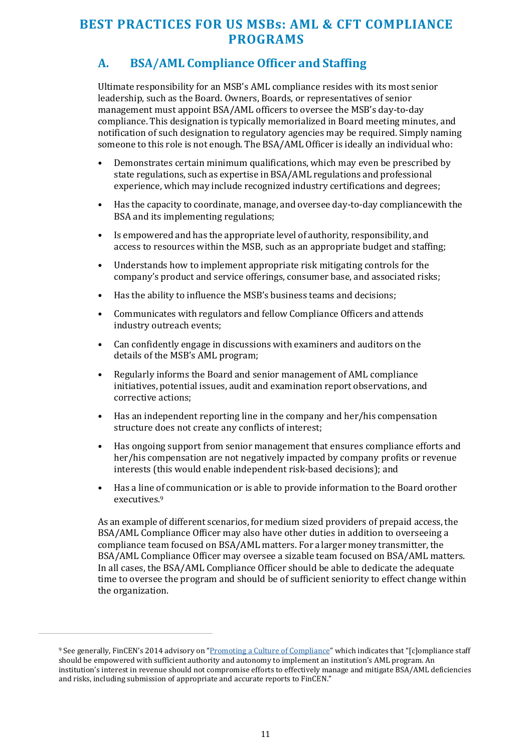# BEST PRACTICES FOR US MSBs: AML & CFT COMPLIANCE PROGRAMS

## A. BSA/AML Compliance Officer and Staffing

Ultimate responsibility for an MSB's AML compliance resides with its most senior leadership, such as the Board. Owners, Boards, or representatives of senior management must appoint BSA/AML officers to oversee the MSB's day-to-day compliance. This designation is typically memorialized in Board meeting minutes, and notification of such designation to regulatory agencies may be required. Simply naming someone to this role is not enough. The BSA/AML Officer is ideally an individual who:

- Demonstrates certain minimum qualifications, which may even be prescribed by state regulations, such as expertise in BSA/AML regulations and professional experience, which may include recognized industry certifications and degrees;
- Has the capacity to coordinate, manage, and oversee day-to-day compliancewith the BSA and its implementing regulations;
- Is empowered and has the appropriate level of authority, responsibility, and access to resources within the MSB, such as an appropriate budget and staffing;
- Understands how to implement appropriate risk mitigating controls for the company's product and service offerings, consumer base, and associated risks;
- Has the ability to influence the MSB's business teams and decisions;
- Communicates with regulators and fellow Compliance Officers and attends industry outreach events;
- Can confidently engage in discussions with examiners and auditors on the details of the MSB's AML program;
- Regularly informs the Board and senior management of AML compliance initiatives, potential issues, audit and examination report observations, and corrective actions;
- Has an independent reporting line in the company and her/his compensation structure does not create any conflicts of interest;
- Has ongoing support from senior management that ensures compliance efforts and her/his compensation are not negatively impacted by company profits or revenue interests (this would enable independent risk-based decisions); and
- Has a line of communication or is able to provide information to the Board orother executives.[9]

As an example of different scenarios, for medium sized providers of prepaid access, the BSA/AML Compliance Officer may also have other duties in addition to overseeing a compliance team focused on BSA/AML matters. For a larger money transmitter, the BSA/AML Compliance Officer may oversee a sizable team focused on BSA/AML matters. In all cases, the BSA/AML Compliance Officer should be able to dedicate the adequate time to oversee the program and should be of sufficient seniority to effect change within the organization.

---

[9] See generally, FinCEN's 2014 advisory on "Promoting a Culture of Compliance" which indicates that "[c]ompliance staff should be empowered with sufficient authority and autonomy to implement an institution's AML program. An institution's interest in revenue should not compromise efforts to effectively manage and mitigate BSA/AML deficiencies and risks, including submission of appropriate and accurate reports to FinCEN."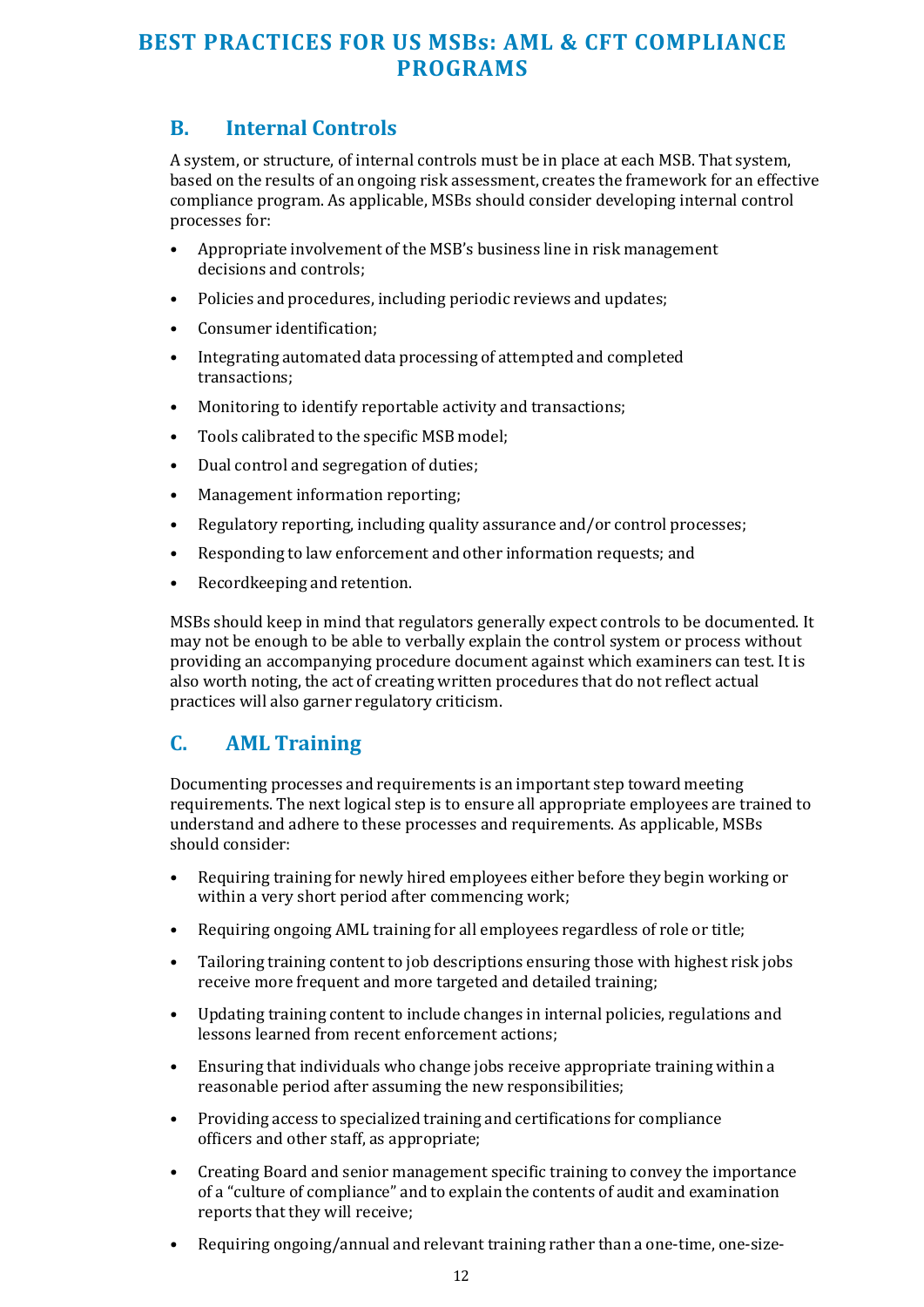## B. Internal Controls

A system, or structure, of internal controls must be in place at each MSB. That system, based on the results of an ongoing risk assessment, creates the framework for an effective compliance program. As applicable, MSBs should consider developing internal control processes for:

- Appropriate involvement of the MSB's business line in risk management decisions and controls;
- Policies and procedures, including periodic reviews and updates;
- Consumer identification;
- Integrating automated data processing of attempted and completed transactions;
- Monitoring to identify reportable activity and transactions;
- Tools calibrated to the specific MSB model;
- Dual control and segregation of duties;
- Management information reporting;
- Regulatory reporting, including quality assurance and/or control processes;
- Responding to law enforcement and other information requests; and
- Recordkeeping and retention.

MSBs should keep in mind that regulators generally expect controls to be documented. It may not be enough to be able to verbally explain the control system or process without providing an accompanying procedure document against which examiners can test. It is also worth noting, the act of creating written procedures that do not reflect actual practices will also garner regulatory criticism.

## C. AML Training

Documenting processes and requirements is an important step toward meeting requirements. The next logical step is to ensure all appropriate employees are trained to understand and adhere to these processes and requirements. As applicable, MSBs should consider:

- Requiring training for newly hired employees either before they begin working or within a very short period after commencing work;
- Requiring ongoing AML training for all employees regardless of role or title;
- Tailoring training content to job descriptions ensuring those with highest risk jobs receive more frequent and more targeted and detailed training;
- Updating training content to include changes in internal policies, regulations and lessons learned from recent enforcement actions;
- Ensuring that individuals who change jobs receive appropriate training within a reasonable period after assuming the new responsibilities;
- Providing access to specialized training and certifications for compliance officers and other staff, as appropriate;
- Creating Board and senior management specific training to convey the importance of a "culture of compliance" and to explain the contents of audit and examination reports that they will receive;
- Requiring ongoing/annual and relevant training rather than a one-time, one-size-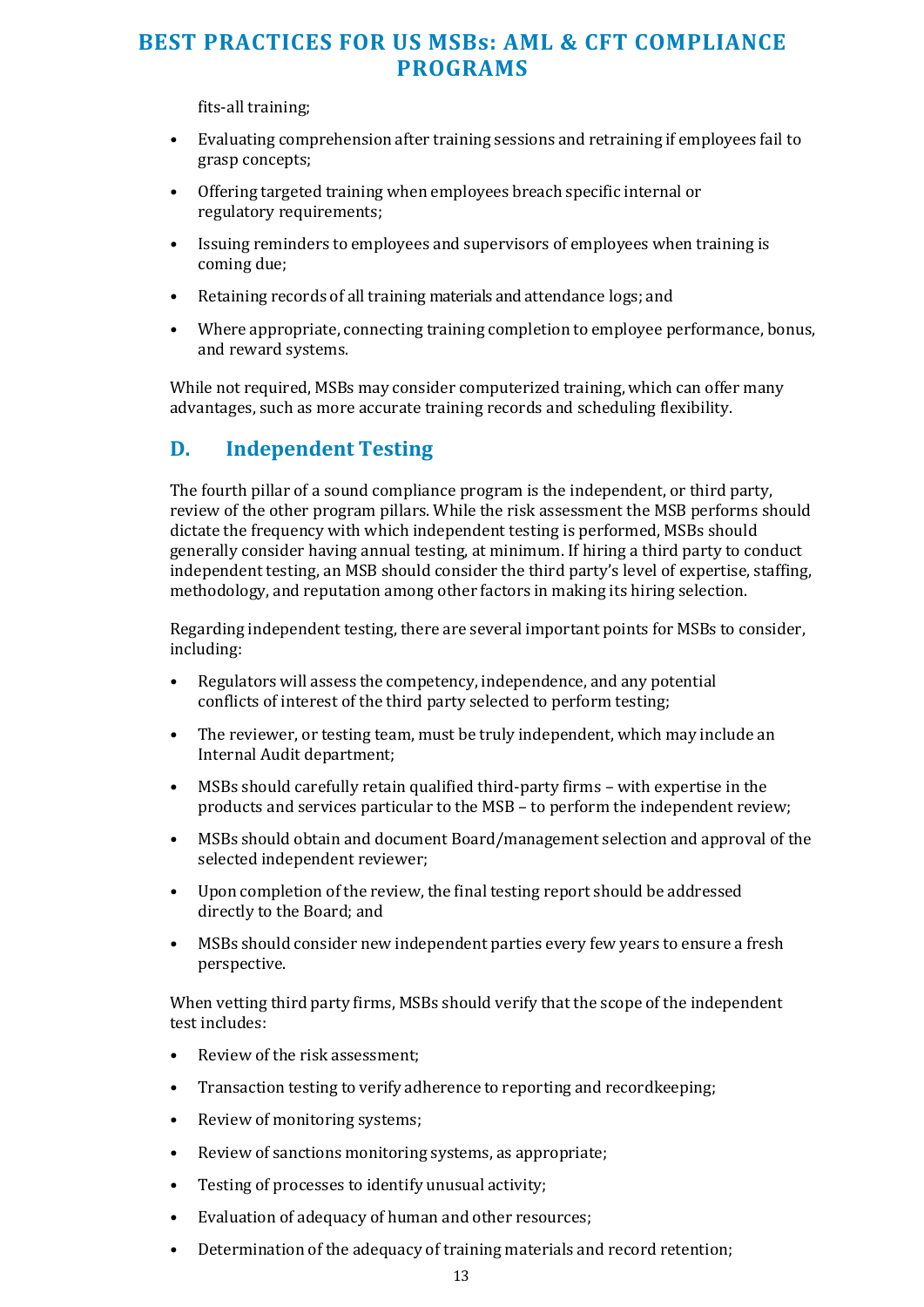fits-all training;

- Evaluating comprehension after training sessions and retraining if employees fail to grasp concepts;
- Offering targeted training when employees breach specific internal or regulatory requirements;
- Issuing reminders to employees and supervisors of employees when training is coming due;
- Retaining records of all training materials and attendance logs; and
- Where appropriate, connecting training completion to employee performance, bonus, and reward systems.

While not required, MSBs may consider computerized training, which can offer many advantages, such as more accurate training records and scheduling flexibility.

## D. Independent Testing

The fourth pillar of a sound compliance program is the independent, or third party, review of the other program pillars. While the risk assessment the MSB performs should dictate the frequency with which independent testing is performed, MSBs should generally consider having annual testing, at minimum. If hiring a third party to conduct independent testing, an MSB should consider the third party's level of expertise, staffing, methodology, and reputation among other factors in making its hiring selection.

Regarding independent testing, there are several important points for MSBs to consider, including:

- Regulators will assess the competency, independence, and any potential conflicts of interest of the third party selected to perform testing;
- The reviewer, or testing team, must be truly independent, which may include an Internal Audit department;
- MSBs should carefully retain qualified third-party firms – with expertise in the products and services particular to the MSB – to perform the independent review;
- MSBs should obtain and document Board/management selection and approval of the selected independent reviewer;
- Upon completion of the review, the final testing report should be addressed directly to the Board; and
- MSBs should consider new independent parties every few years to ensure a fresh perspective.

When vetting third party firms, MSBs should verify that the scope of the independent test includes:

- Review of the risk assessment;
- Transaction testing to verify adherence to reporting and recordkeeping;
- Review of monitoring systems;
- Review of sanctions monitoring systems, as appropriate;
- Testing of processes to identify unusual activity;
- Evaluation of adequacy of human and other resources;
- Determination of the adequacy of training materials and record retention;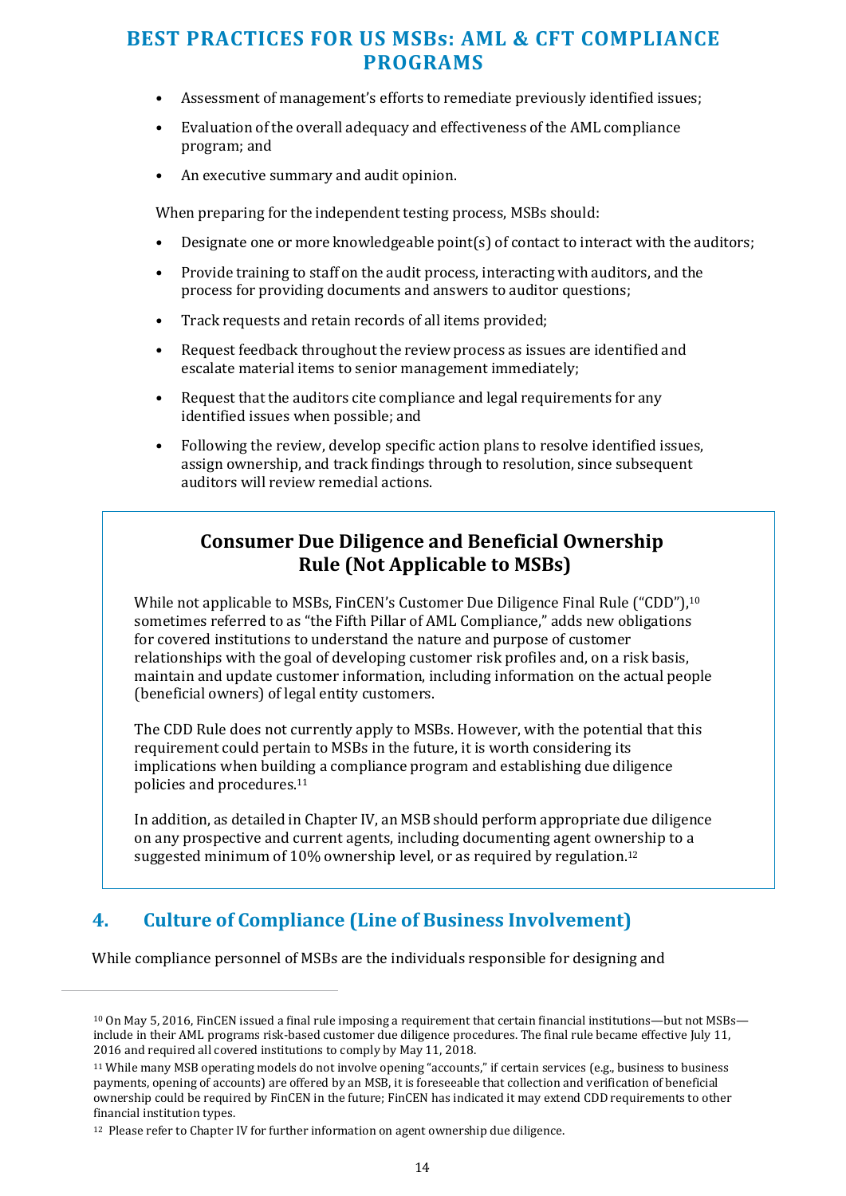- Assessment of management's efforts to remediate previously identified issues;
- Evaluation of the overall adequacy and effectiveness of the AML compliance program; and
- An executive summary and audit opinion.

When preparing for the independent testing process, MSBs should:

- Designate one or more knowledgeable point(s) of contact to interact with the auditors;
- Provide training to staff on the audit process, interacting with auditors, and the process for providing documents and answers to auditor questions;
- Track requests and retain records of all items provided;
- Request feedback throughout the review process as issues are identified and escalate material items to senior management immediately;
- Request that the auditors cite compliance and legal requirements for any identified issues when possible; and
- Following the review, develop specific action plans to resolve identified issues, assign ownership, and track findings through to resolution, since subsequent auditors will review remedial actions.

### Consumer Due Diligence and Beneficial Ownership Rule (Not Applicable to MSBs)

While not applicable to MSBs, FinCEN's Customer Due Diligence Final Rule ("CDD"),[10] sometimes referred to as "the Fifth Pillar of AML Compliance," adds new obligations for covered institutions to understand the nature and purpose of customer relationships with the goal of developing customer risk profiles and, on a risk basis, maintain and update customer information, including information on the actual people (beneficial owners) of legal entity customers.

The CDD Rule does not currently apply to MSBs. However, with the potential that this requirement could pertain to MSBs in the future, it is worth considering its implications when building a compliance program and establishing due diligence policies and procedures.[11]

In addition, as detailed in Chapter IV, an MSB should perform appropriate due diligence on any prospective and current agents, including documenting agent ownership to a suggested minimum of 10% ownership level, or as required by regulation.[12]

## 4. Culture of Compliance (Line of Business Involvement)

While compliance personnel of MSBs are the individuals responsible for designing and

---

[10] On May 5, 2016, FinCEN issued a final rule imposing a requirement that certain financial institutions—but not MSBs—include in their AML programs risk-based customer due diligence procedures. The final rule became effective July 11, 2016 and required all covered institutions to comply by May 11, 2018.

[11] While many MSB operating models do not involve opening "accounts," if certain services (e.g., business to business payments, opening of accounts) are offered by an MSB, it is foreseeable that collection and verification of beneficial ownership could be required by FinCEN in the future; FinCEN has indicated it may extend CDD requirements to other financial institution types.

[12] Please refer to Chapter IV for further information on agent ownership due diligence.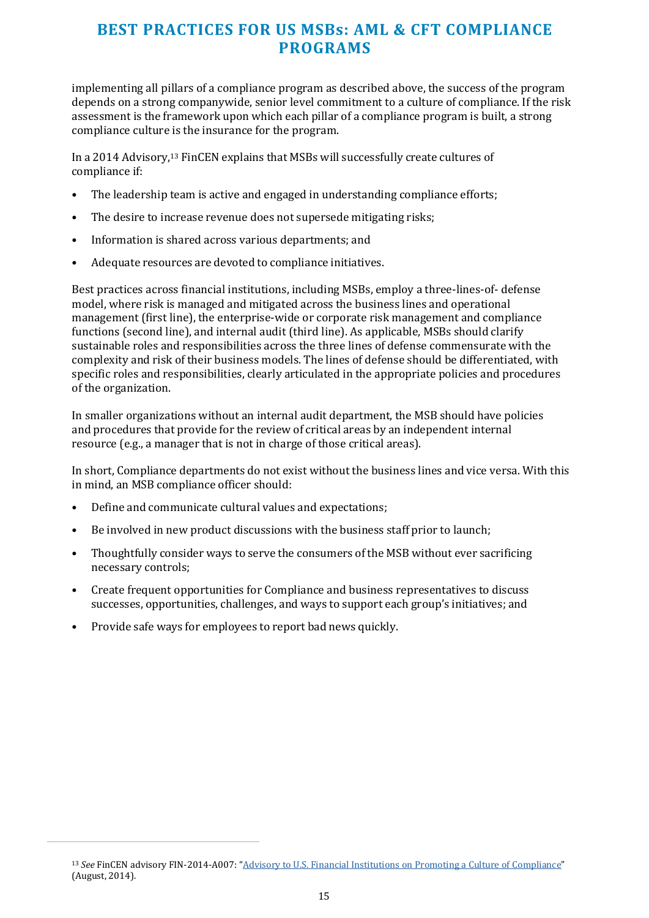implementing all pillars of a compliance program as described above, the success of the program depends on a strong companywide, senior level commitment to a culture of compliance. If the risk assessment is the framework upon which each pillar of a compliance program is built, a strong compliance culture is the insurance for the program.

In a 2014 Advisory,[13] FinCEN explains that MSBs will successfully create cultures of compliance if:

- The leadership team is active and engaged in understanding compliance efforts;
- The desire to increase revenue does not supersede mitigating risks;
- Information is shared across various departments; and
- Adequate resources are devoted to compliance initiatives.

Best practices across financial institutions, including MSBs, employ a three-lines-of- defense model, where risk is managed and mitigated across the business lines and operational management (first line), the enterprise-wide or corporate risk management and compliance functions (second line), and internal audit (third line). As applicable, MSBs should clarify sustainable roles and responsibilities across the three lines of defense commensurate with the complexity and risk of their business models. The lines of defense should be differentiated, with specific roles and responsibilities, clearly articulated in the appropriate policies and procedures of the organization.

In smaller organizations without an internal audit department, the MSB should have policies and procedures that provide for the review of critical areas by an independent internal resource (e.g., a manager that is not in charge of those critical areas).

In short, Compliance departments do not exist without the business lines and vice versa. With this in mind, an MSB compliance officer should:

- Define and communicate cultural values and expectations;
- Be involved in new product discussions with the business staff prior to launch;
- Thoughtfully consider ways to serve the consumers of the MSB without ever sacrificing necessary controls;
- Create frequent opportunities for Compliance and business representatives to discuss successes, opportunities, challenges, and ways to support each group's initiatives; and
- Provide safe ways for employees to report bad news quickly.

---

[13] *See* FinCEN advisory FIN-2014-A007: "Advisory to U.S. Financial Institutions on Promoting a Culture of Compliance" (August, 2014).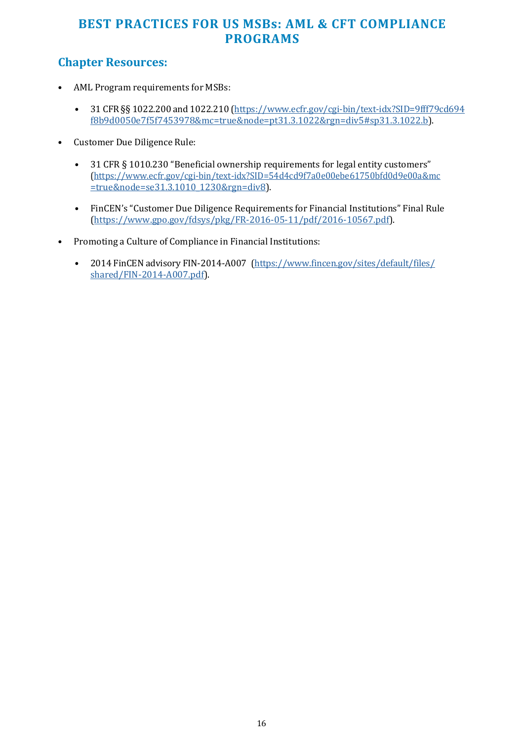## Chapter Resources:

- AML Program requirements for MSBs:
  - 31 CFR §§ 1022.200 and 1022.210 (https://www.ecfr.gov/cgi-bin/text-idx?SID=9fff79cd694f8b9d0050e7f5f7453978&mc=true&node=pt31.3.1022&rgn=div5#sp31.3.1022.b).
- Customer Due Diligence Rule:
  - 31 CFR § 1010.230 "Beneficial ownership requirements for legal entity customers" (https://www.ecfr.gov/cgi-bin/text-idx?SID=54d4cd9f7a0e00ebe61750bfd0d9e00a&mc=true&node=se31.3.1010_1230&rgn=div8).
  - FinCEN's "Customer Due Diligence Requirements for Financial Institutions" Final Rule (https://www.gpo.gov/fdsys/pkg/FR-2016-05-11/pdf/2016-10567.pdf).
- Promoting a Culture of Compliance in Financial Institutions:
  - 2014 FinCEN advisory FIN-2014-A007 (https://www.fincen.gov/sites/default/files/shared/FIN-2014-A007.pdf).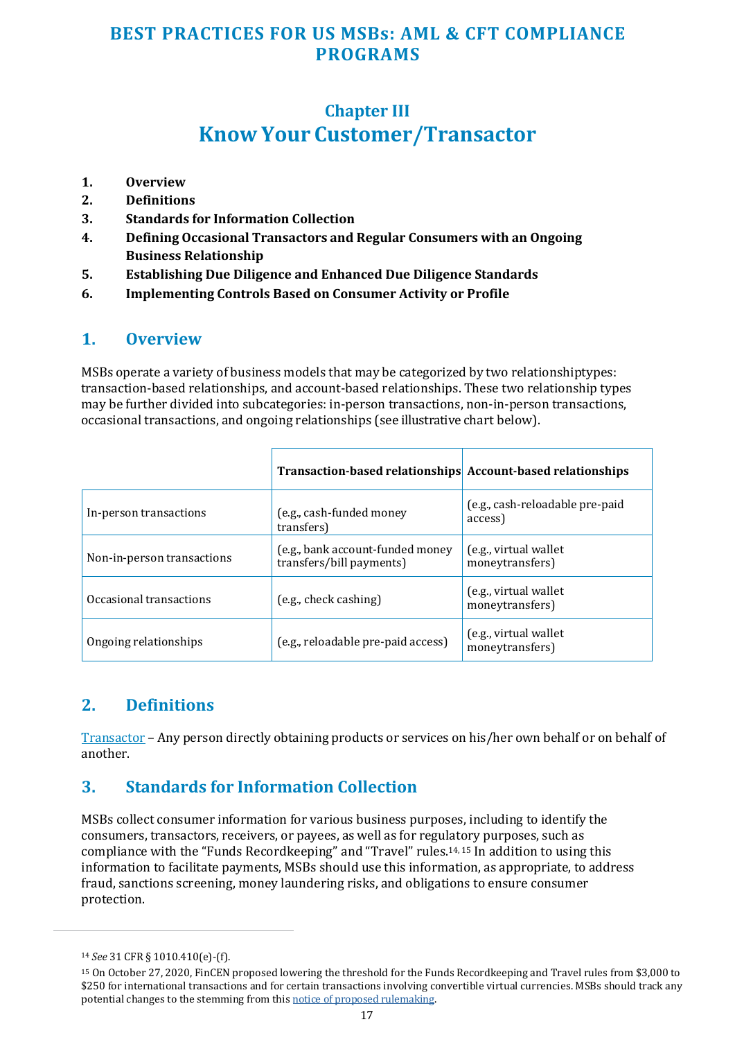# BEST PRACTICES FOR US MSBs: AML & CFT COMPLIANCE PROGRAMS

## Chapter III

## Know Your Customer/Transactor

1. **Overview**
2. **Definitions**
3. **Standards for Information Collection**
4. **Defining Occasional Transactors and Regular Consumers with an Ongoing Business Relationship**
5. **Establishing Due Diligence and Enhanced Due Diligence Standards**
6. **Implementing Controls Based on Consumer Activity or Profile**

## 1. Overview

MSBs operate a variety of business models that may be categorized by two relationshiptypes: transaction-based relationships, and account-based relationships. These two relationship types may be further divided into subcategories: in-person transactions, non-in-person transactions, occasional transactions, and ongoing relationships (see illustrative chart below).

| | Transaction-based relationships | Account-based relationships |
|---|---|---|
| In-person transactions | (e.g., cash-funded money transfers) | (e.g., cash-reloadable pre-paid access) |
| Non-in-person transactions | (e.g., bank account-funded money transfers/bill payments) | (e.g., virtual wallet moneytransfers) |
| Occasional transactions | (e.g., check cashing) | (e.g., virtual wallet moneytransfers) |
| Ongoing relationships | (e.g., reloadable pre-paid access) | (e.g., virtual wallet moneytransfers) |

## 2. Definitions

Transactor – Any person directly obtaining products or services on his/her own behalf or on behalf of another.

## 3. Standards for Information Collection

MSBs collect consumer information for various business purposes, including to identify the consumers, transactors, receivers, or payees, as well as for regulatory purposes, such as compliance with the "Funds Recordkeeping" and "Travel" rules.[14, 15] In addition to using this information to facilitate payments, MSBs should use this information, as appropriate, to address fraud, sanctions screening, money laundering risks, and obligations to ensure consumer protection.

---

[14] *See* 31 CFR § 1010.410(e)-(f).

[15] On October 27, 2020, FinCEN proposed lowering the threshold for the Funds Recordkeeping and Travel rules from $3,000 to $250 for international transactions and for certain transactions involving convertible virtual currencies. MSBs should track any potential changes to the stemming from this notice of proposed rulemaking.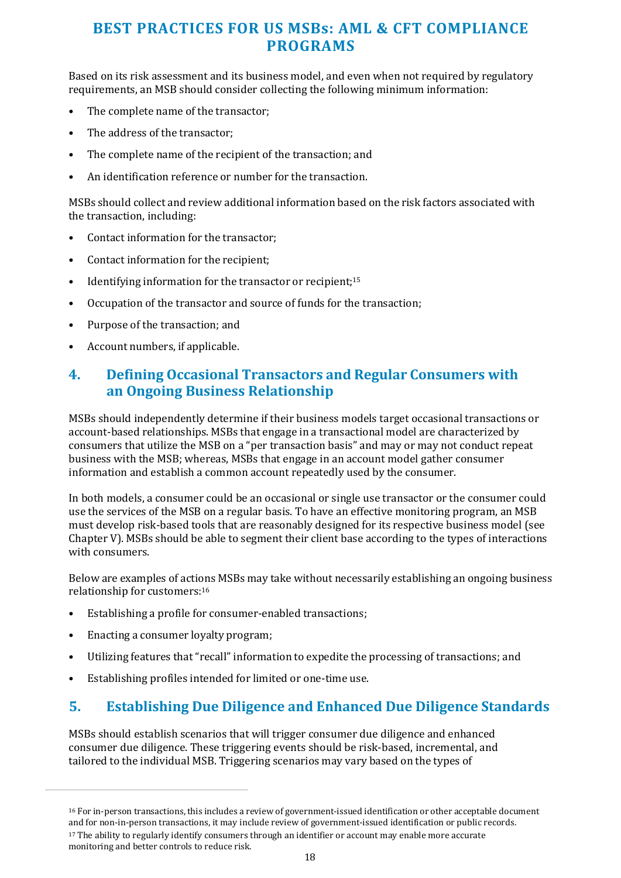# BEST PRACTICES FOR US MSBs: AML & CFT COMPLIANCE PROGRAMS

Based on its risk assessment and its business model, and even when not required by regulatory requirements, an MSB should consider collecting the following minimum information:

- The complete name of the transactor;
- The address of the transactor;
- The complete name of the recipient of the transaction; and
- An identification reference or number for the transaction.

MSBs should collect and review additional information based on the risk factors associated with the transaction, including:

- Contact information for the transactor;
- Contact information for the recipient;
- Identifying information for the transactor or recipient;[15]
- Occupation of the transactor and source of funds for the transaction;
- Purpose of the transaction; and
- Account numbers, if applicable.

## 4. Defining Occasional Transactors and Regular Consumers with an Ongoing Business Relationship

MSBs should independently determine if their business models target occasional transactions or account-based relationships. MSBs that engage in a transactional model are characterized by consumers that utilize the MSB on a "per transaction basis" and may or may not conduct repeat business with the MSB; whereas, MSBs that engage in an account model gather consumer information and establish a common account repeatedly used by the consumer.

In both models, a consumer could be an occasional or single use transactor or the consumer could use the services of the MSB on a regular basis. To have an effective monitoring program, an MSB must develop risk-based tools that are reasonably designed for its respective business model (see Chapter V). MSBs should be able to segment their client base according to the types of interactions with consumers.

Below are examples of actions MSBs may take without necessarily establishing an ongoing business relationship for customers:[16]

- Establishing a profile for consumer-enabled transactions;
- Enacting a consumer loyalty program;
- Utilizing features that "recall" information to expedite the processing of transactions; and
- Establishing profiles intended for limited or one-time use.

## 5. Establishing Due Diligence and Enhanced Due Diligence Standards

MSBs should establish scenarios that will trigger consumer due diligence and enhanced consumer due diligence. These triggering events should be risk-based, incremental, and tailored to the individual MSB. Triggering scenarios may vary based on the types of

---

[16] For in-person transactions, this includes a review of government-issued identification or other acceptable document and for non-in-person transactions, it may include review of government-issued identification or public records.

[17] The ability to regularly identify consumers through an identifier or account may enable more accurate monitoring and better controls to reduce risk.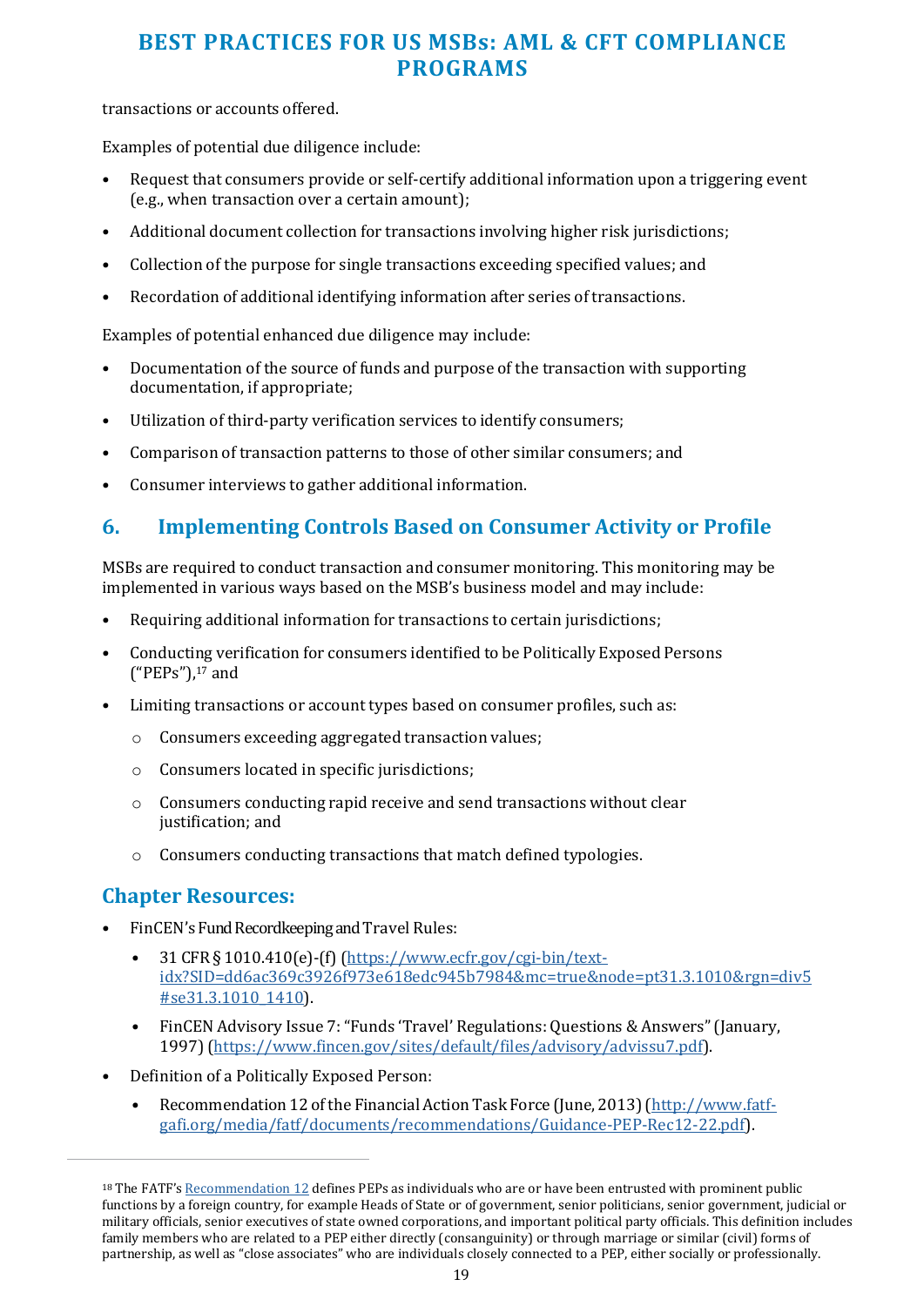transactions or accounts offered.

Examples of potential due diligence include:

- Request that consumers provide or self-certify additional information upon a triggering event (e.g., when transaction over a certain amount);
- Additional document collection for transactions involving higher risk jurisdictions;
- Collection of the purpose for single transactions exceeding specified values; and
- Recordation of additional identifying information after series of transactions.

Examples of potential enhanced due diligence may include:

- Documentation of the source of funds and purpose of the transaction with supporting documentation, if appropriate;
- Utilization of third-party verification services to identify consumers;
- Comparison of transaction patterns to those of other similar consumers; and
- Consumer interviews to gather additional information.

## 6. Implementing Controls Based on Consumer Activity or Profile

MSBs are required to conduct transaction and consumer monitoring. This monitoring may be implemented in various ways based on the MSB's business model and may include:

- Requiring additional information for transactions to certain jurisdictions;
- Conducting verification for consumers identified to be Politically Exposed Persons ("PEPs"),[17] and
- Limiting transactions or account types based on consumer profiles, such as:
    - Consumers exceeding aggregated transaction values;
    - Consumers located in specific jurisdictions;
    - Consumers conducting rapid receive and send transactions without clear justification; and
    - Consumers conducting transactions that match defined typologies.

## Chapter Resources:

- FinCEN's Fund Recordkeeping and Travel Rules:
    - 31 CFR § 1010.410(e)-(f) (https://www.ecfr.gov/cgi-bin/text-idx?SID=dd6ac369c3926f973e618edc945b7984&mc=true&node=pt31.3.1010&rgn=div5#se31.3.1010_1410).
    - FinCEN Advisory Issue 7: "Funds 'Travel' Regulations: Questions & Answers" (January, 1997) (https://www.fincen.gov/sites/default/files/advisory/advissu7.pdf).
- Definition of a Politically Exposed Person:
    - Recommendation 12 of the Financial Action Task Force (June, 2013) (http://www.fatf-gafi.org/media/fatf/documents/recommendations/Guidance-PEP-Rec12-22.pdf).

---

[18] The FATF's Recommendation 12 defines PEPs as individuals who are or have been entrusted with prominent public functions by a foreign country, for example Heads of State or of government, senior politicians, senior government, judicial or military officials, senior executives of state owned corporations, and important political party officials. This definition includes family members who are related to a PEP either directly (consanguinity) or through marriage or similar (civil) forms of partnership, as well as "close associates" who are individuals closely connected to a PEP, either socially or professionally.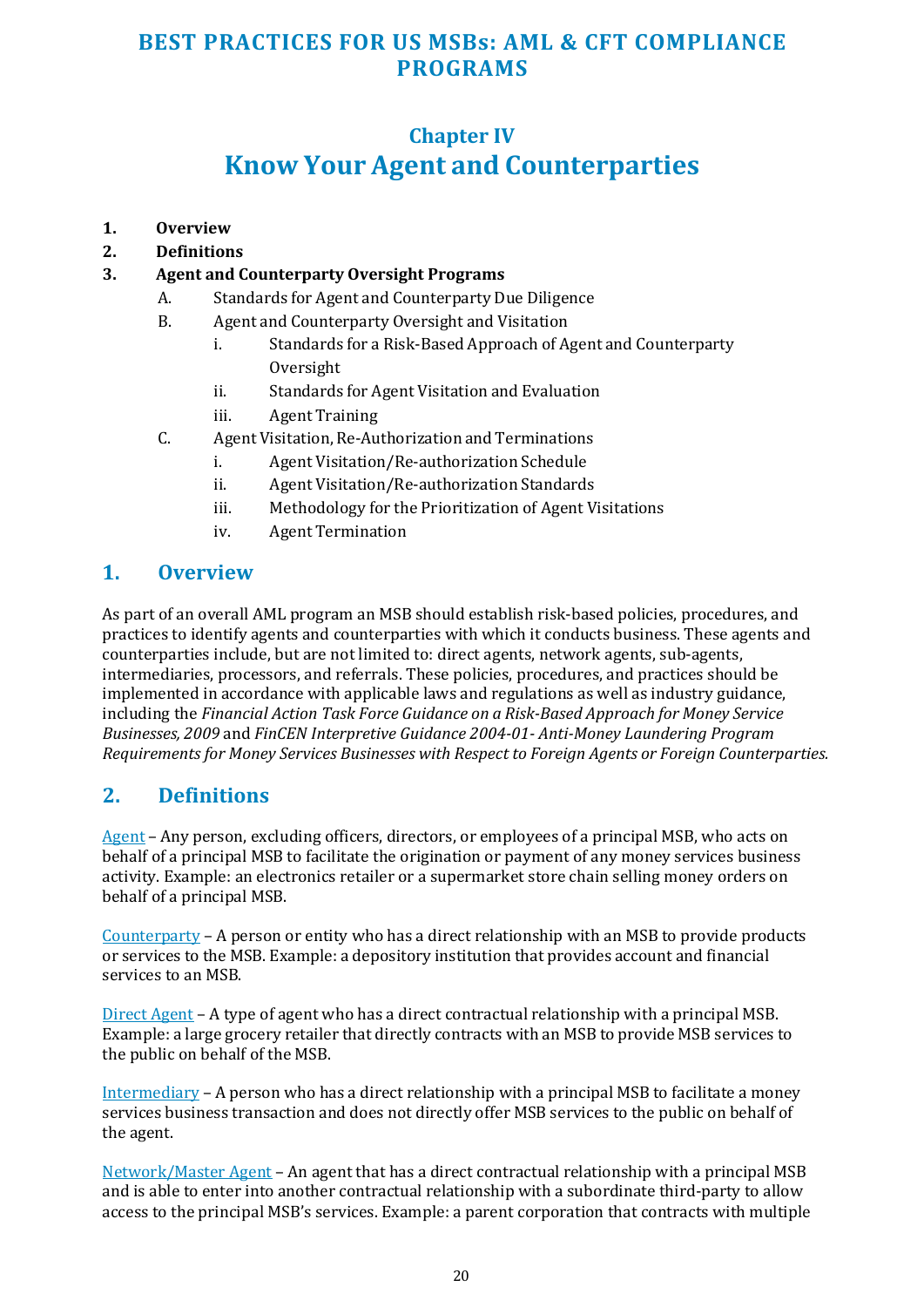# Chapter IV
# Know Your Agent and Counterparties

1. **Overview**
2. **Definitions**
3. **Agent and Counterparty Oversight Programs**
   - A. Standards for Agent and Counterparty Due Diligence
   - B. Agent and Counterparty Oversight and Visitation
     - i. Standards for a Risk-Based Approach of Agent and Counterparty Oversight
     - ii. Standards for Agent Visitation and Evaluation
     - iii. Agent Training
   - C. Agent Visitation, Re-Authorization and Terminations
     - i. Agent Visitation/Re-authorization Schedule
     - ii. Agent Visitation/Re-authorization Standards
     - iii. Methodology for the Prioritization of Agent Visitations
     - iv. Agent Termination

## 1. Overview

As part of an overall AML program an MSB should establish risk-based policies, procedures, and practices to identify agents and counterparties with which it conducts business. These agents and counterparties include, but are not limited to: direct agents, network agents, sub-agents, intermediaries, processors, and referrals. These policies, procedures, and practices should be implemented in accordance with applicable laws and regulations as well as industry guidance, including the *Financial Action Task Force Guidance on a Risk-Based Approach for Money Service Businesses, 2009* and *FinCEN Interpretive Guidance 2004-01- Anti-Money Laundering Program Requirements for Money Services Businesses with Respect to Foreign Agents or Foreign Counterparties.*

## 2. Definitions

Agent – Any person, excluding officers, directors, or employees of a principal MSB, who acts on behalf of a principal MSB to facilitate the origination or payment of any money services business activity. Example: an electronics retailer or a supermarket store chain selling money orders on behalf of a principal MSB.

Counterparty – A person or entity who has a direct relationship with an MSB to provide products or services to the MSB. Example: a depository institution that provides account and financial services to an MSB.

Direct Agent – A type of agent who has a direct contractual relationship with a principal MSB. Example: a large grocery retailer that directly contracts with an MSB to provide MSB services to the public on behalf of the MSB.

Intermediary – A person who has a direct relationship with a principal MSB to facilitate a money services business transaction and does not directly offer MSB services to the public on behalf of the agent.

Network/Master Agent – An agent that has a direct contractual relationship with a principal MSB and is able to enter into another contractual relationship with a subordinate third-party to allow access to the principal MSB's services. Example: a parent corporation that contracts with multiple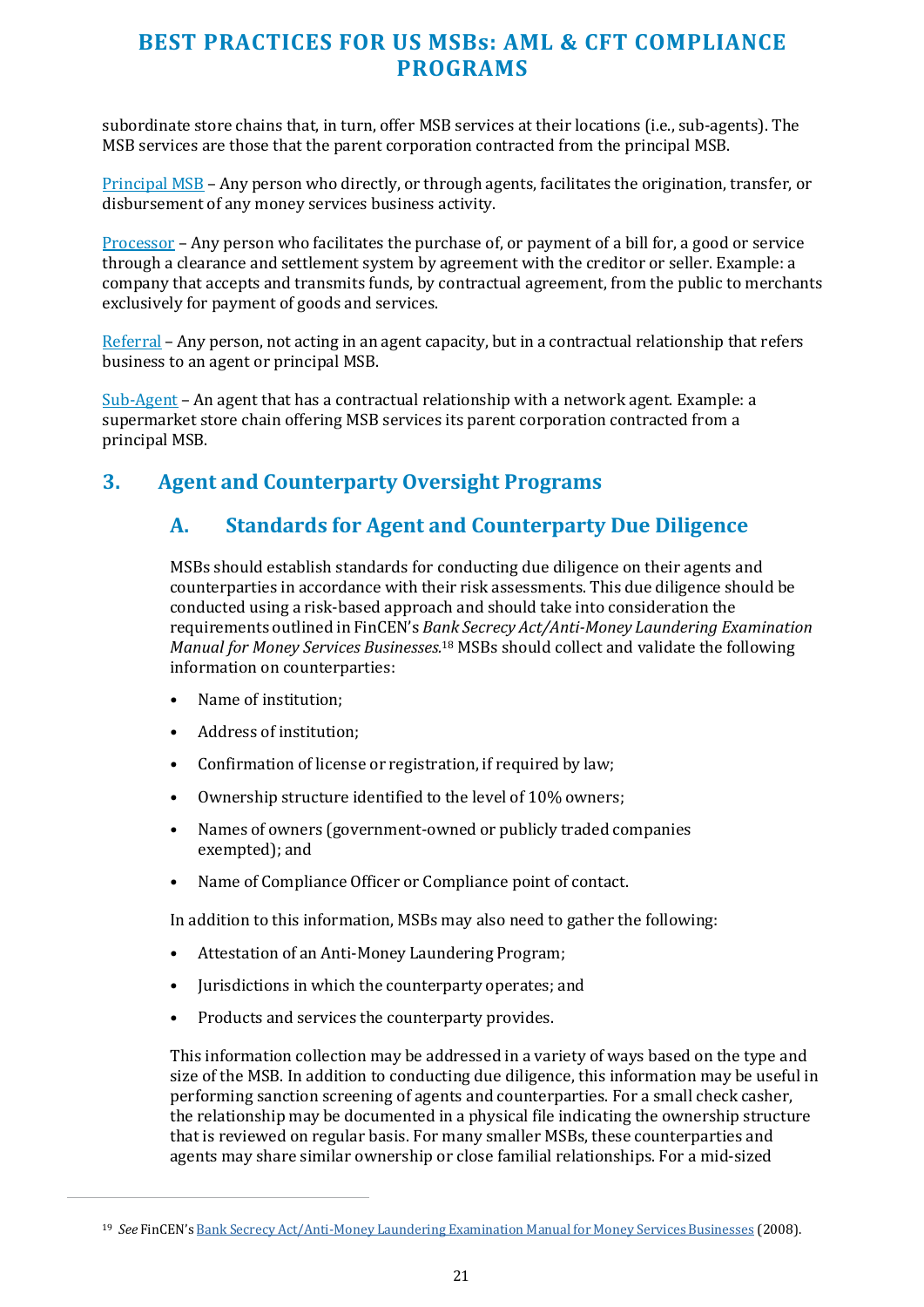subordinate store chains that, in turn, offer MSB services at their locations (i.e., sub-agents). The MSB services are those that the parent corporation contracted from the principal MSB.

Principal MSB – Any person who directly, or through agents, facilitates the origination, transfer, or disbursement of any money services business activity.

Processor – Any person who facilitates the purchase of, or payment of a bill for, a good or service through a clearance and settlement system by agreement with the creditor or seller. Example: a company that accepts and transmits funds, by contractual agreement, from the public to merchants exclusively for payment of goods and services.

Referral – Any person, not acting in an agent capacity, but in a contractual relationship that refers business to an agent or principal MSB.

Sub-Agent – An agent that has a contractual relationship with a network agent. Example: a supermarket store chain offering MSB services its parent corporation contracted from a principal MSB.

## 3. Agent and Counterparty Oversight Programs

### A. Standards for Agent and Counterparty Due Diligence

MSBs should establish standards for conducting due diligence on their agents and counterparties in accordance with their risk assessments. This due diligence should be conducted using a risk-based approach and should take into consideration the requirements outlined in FinCEN's *Bank Secrecy Act/Anti-Money Laundering Examination Manual for Money Services Businesses*.[18] MSBs should collect and validate the following information on counterparties:

- Name of institution;
- Address of institution;
- Confirmation of license or registration, if required by law;
- Ownership structure identified to the level of 10% owners;
- Names of owners (government-owned or publicly traded companies exempted); and
- Name of Compliance Officer or Compliance point of contact.

In addition to this information, MSBs may also need to gather the following:

- Attestation of an Anti-Money Laundering Program;
- Jurisdictions in which the counterparty operates; and
- Products and services the counterparty provides.

This information collection may be addressed in a variety of ways based on the type and size of the MSB. In addition to conducting due diligence, this information may be useful in performing sanction screening of agents and counterparties. For a small check casher, the relationship may be documented in a physical file indicating the ownership structure that is reviewed on regular basis. For many smaller MSBs, these counterparties and agents may share similar ownership or close familial relationships. For a mid-sized

---

[19] *See* FinCEN's Bank Secrecy Act/Anti-Money Laundering Examination Manual for Money Services Businesses (2008).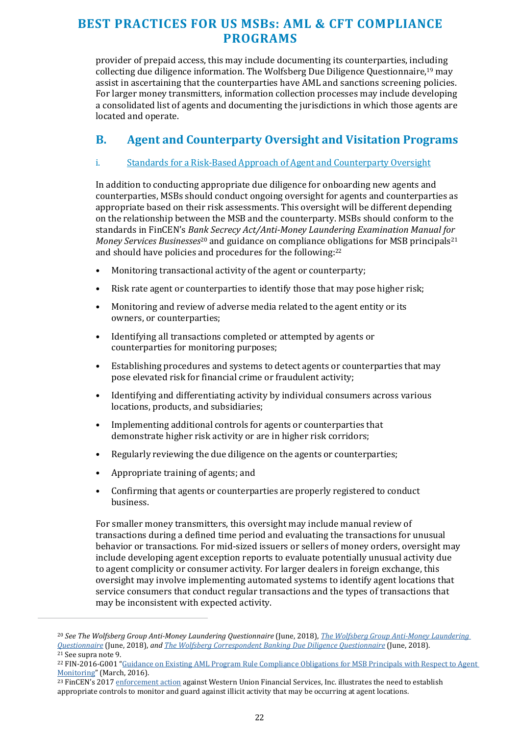provider of prepaid access, this may include documenting its counterparties, including collecting due diligence information. The Wolfsberg Due Diligence Questionnaire,[19] may assist in ascertaining that the counterparties have AML and sanctions screening policies. For larger money transmitters, information collection processes may include developing a consolidated list of agents and documenting the jurisdictions in which those agents are located and operate.

## B. Agent and Counterparty Oversight and Visitation Programs

### i. Standards for a Risk-Based Approach of Agent and Counterparty Oversight

In addition to conducting appropriate due diligence for onboarding new agents and counterparties, MSBs should conduct ongoing oversight for agents and counterparties as appropriate based on their risk assessments. This oversight will be different depending on the relationship between the MSB and the counterparty. MSBs should conform to the standards in FinCEN's *Bank Secrecy Act/Anti-Money Laundering Examination Manual for Money Services Businesses*[20] and guidance on compliance obligations for MSB principals[21] and should have policies and procedures for the following:[22]

- Monitoring transactional activity of the agent or counterparty;
- Risk rate agent or counterparties to identify those that may pose higher risk;
- Monitoring and review of adverse media related to the agent entity or its owners, or counterparties;
- Identifying all transactions completed or attempted by agents or counterparties for monitoring purposes;
- Establishing procedures and systems to detect agents or counterparties that may pose elevated risk for financial crime or fraudulent activity;
- Identifying and differentiating activity by individual consumers across various locations, products, and subsidiaries;
- Implementing additional controls for agents or counterparties that demonstrate higher risk activity or are in higher risk corridors;
- Regularly reviewing the due diligence on the agents or counterparties;
- Appropriate training of agents; and
- Confirming that agents or counterparties are properly registered to conduct business.

For smaller money transmitters, this oversight may include manual review of transactions during a defined time period and evaluating the transactions for unusual behavior or transactions. For mid-sized issuers or sellers of money orders, oversight may include developing agent exception reports to evaluate potentially unusual activity due to agent complicity or consumer activity. For larger dealers in foreign exchange, this oversight may involve implementing automated systems to identify agent locations that service consumers that conduct regular transactions and the types of transactions that may be inconsistent with expected activity.

---

[20] *See The Wolfsberg Group Anti-Money Laundering Questionnaire* (June, 2018), *The Wolfsberg Group Anti-Money Laundering Questionnaire* (June, 2018), *and The Wolfsberg Correspondent Banking Due Diligence Questionnaire* (June, 2018).

[21] See supra note 9.

[22] FIN-2016-G001 "Guidance on Existing AML Program Rule Compliance Obligations for MSB Principals with Respect to Agent Monitoring" (March, 2016).

[23] FinCEN's 2017 enforcement action against Western Union Financial Services, Inc. illustrates the need to establish appropriate controls to monitor and guard against illicit activity that may be occurring at agent locations.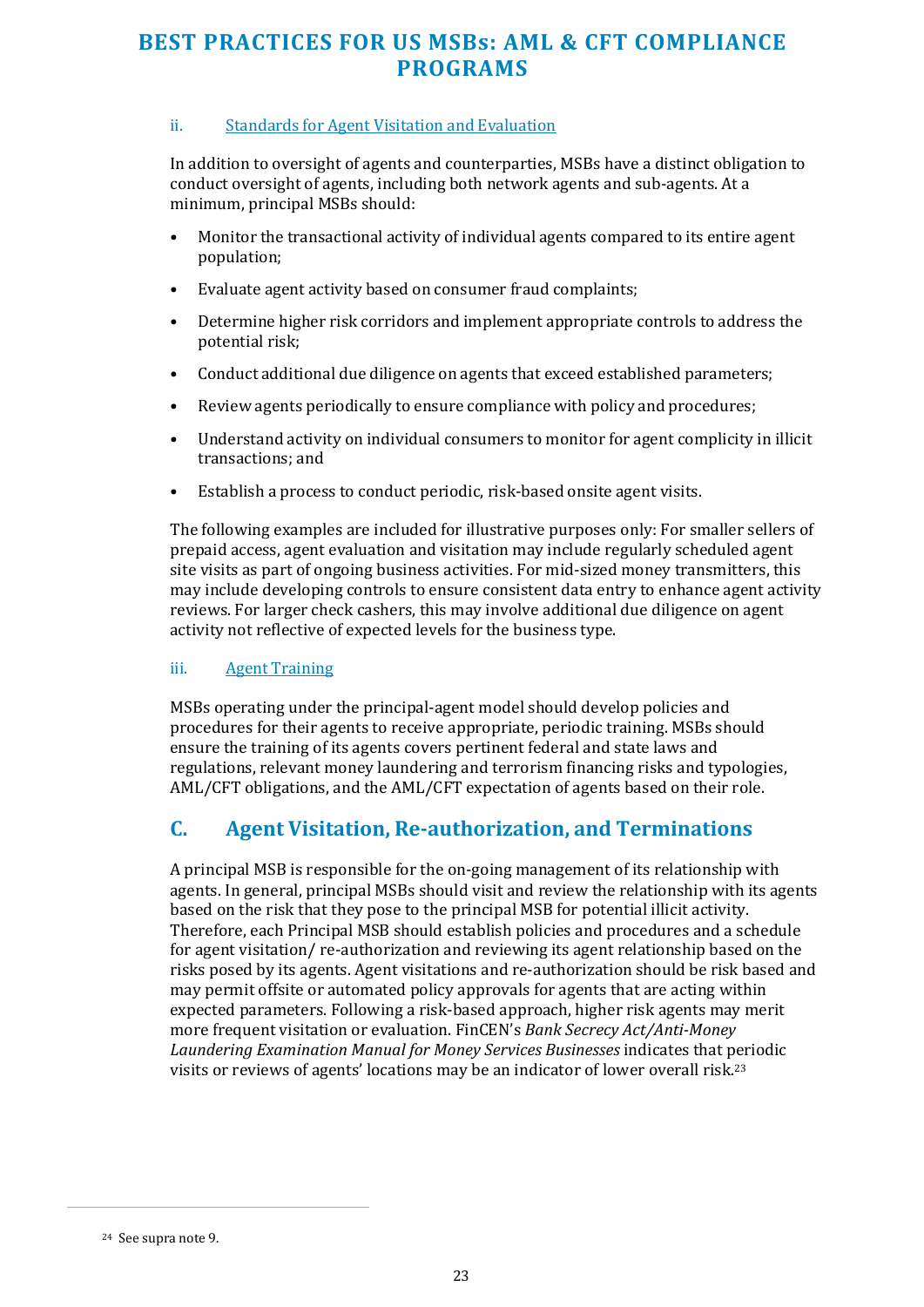### ii. Standards for Agent Visitation and Evaluation

In addition to oversight of agents and counterparties, MSBs have a distinct obligation to conduct oversight of agents, including both network agents and sub-agents. At a minimum, principal MSBs should:

- Monitor the transactional activity of individual agents compared to its entire agent population;
- Evaluate agent activity based on consumer fraud complaints;
- Determine higher risk corridors and implement appropriate controls to address the potential risk;
- Conduct additional due diligence on agents that exceed established parameters;
- Review agents periodically to ensure compliance with policy and procedures;
- Understand activity on individual consumers to monitor for agent complicity in illicit transactions; and
- Establish a process to conduct periodic, risk-based onsite agent visits.

The following examples are included for illustrative purposes only: For smaller sellers of prepaid access, agent evaluation and visitation may include regularly scheduled agent site visits as part of ongoing business activities. For mid-sized money transmitters, this may include developing controls to ensure consistent data entry to enhance agent activity reviews. For larger check cashers, this may involve additional due diligence on agent activity not reflective of expected levels for the business type.

### iii. Agent Training

MSBs operating under the principal-agent model should develop policies and procedures for their agents to receive appropriate, periodic training. MSBs should ensure the training of its agents covers pertinent federal and state laws and regulations, relevant money laundering and terrorism financing risks and typologies, AML/CFT obligations, and the AML/CFT expectation of agents based on their role.

## C. Agent Visitation, Re-authorization, and Terminations

A principal MSB is responsible for the on-going management of its relationship with agents. In general, principal MSBs should visit and review the relationship with its agents based on the risk that they pose to the principal MSB for potential illicit activity. Therefore, each Principal MSB should establish policies and procedures and a schedule for agent visitation/ re-authorization and reviewing its agent relationship based on the risks posed by its agents. Agent visitations and re-authorization should be risk based and may permit offsite or automated policy approvals for agents that are acting within expected parameters. Following a risk-based approach, higher risk agents may merit more frequent visitation or evaluation. FinCEN's *Bank Secrecy Act/Anti-Money Laundering Examination Manual for Money Services Businesses* indicates that periodic visits or reviews of agents' locations may be an indicator of lower overall risk.[23]

---

[24] See supra note 9.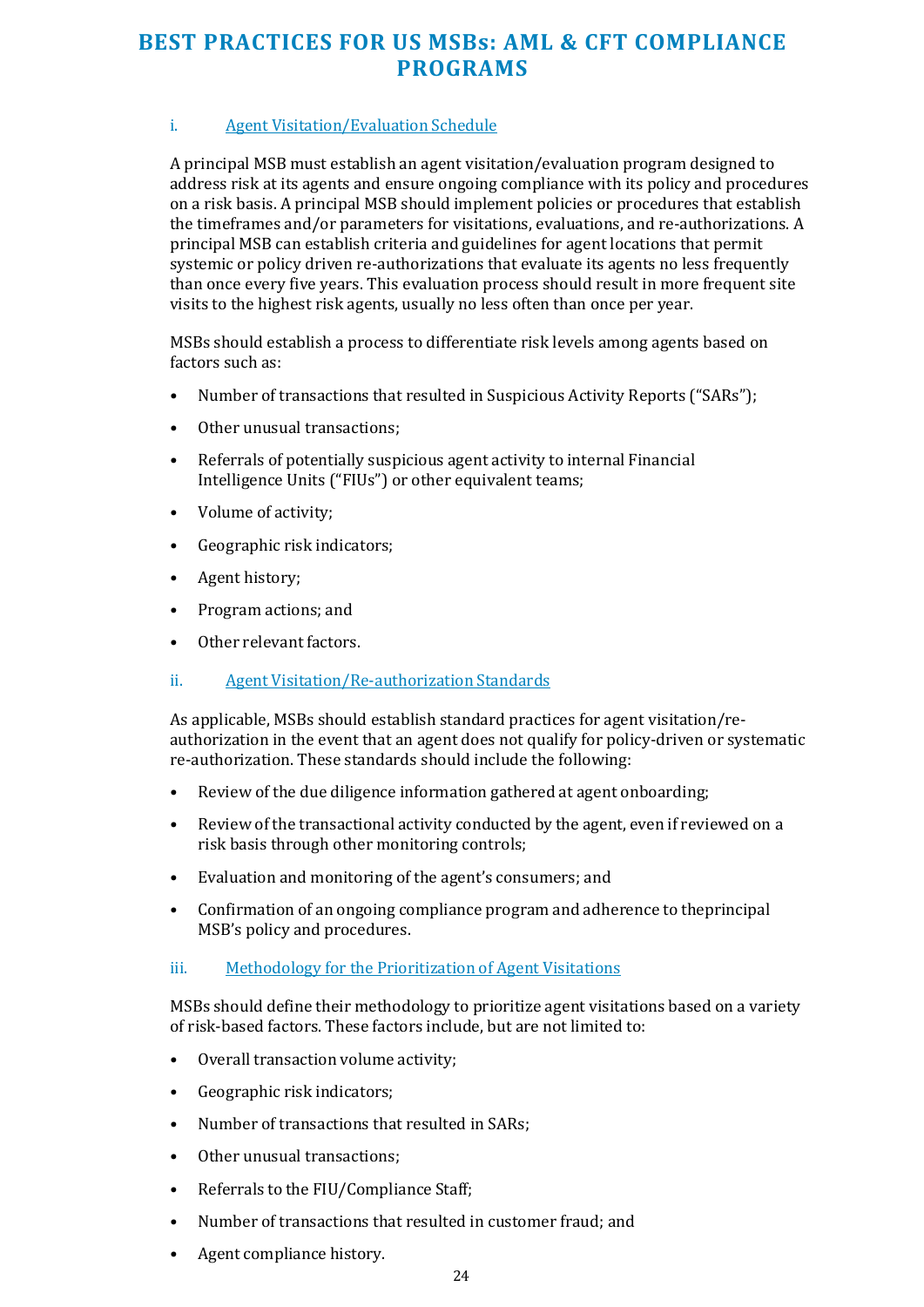#### i. Agent Visitation/Evaluation Schedule

A principal MSB must establish an agent visitation/evaluation program designed to address risk at its agents and ensure ongoing compliance with its policy and procedures on a risk basis. A principal MSB should implement policies or procedures that establish the timeframes and/or parameters for visitations, evaluations, and re-authorizations. A principal MSB can establish criteria and guidelines for agent locations that permit systemic or policy driven re-authorizations that evaluate its agents no less frequently than once every five years. This evaluation process should result in more frequent site visits to the highest risk agents, usually no less often than once per year.

MSBs should establish a process to differentiate risk levels among agents based on factors such as:

- Number of transactions that resulted in Suspicious Activity Reports ("SARs");
- Other unusual transactions;
- Referrals of potentially suspicious agent activity to internal Financial Intelligence Units ("FIUs") or other equivalent teams;
- Volume of activity;
- Geographic risk indicators;
- Agent history;
- Program actions; and
- Other relevant factors.

#### ii. Agent Visitation/Re-authorization Standards

As applicable, MSBs should establish standard practices for agent visitation/re-authorization in the event that an agent does not qualify for policy-driven or systematic re-authorization. These standards should include the following:

- Review of the due diligence information gathered at agent onboarding;
- Review of the transactional activity conducted by the agent, even if reviewed on a risk basis through other monitoring controls;
- Evaluation and monitoring of the agent's consumers; and
- Confirmation of an ongoing compliance program and adherence to theprincipal MSB's policy and procedures.

#### iii. Methodology for the Prioritization of Agent Visitations

MSBs should define their methodology to prioritize agent visitations based on a variety of risk-based factors. These factors include, but are not limited to:

- Overall transaction volume activity;
- Geographic risk indicators;
- Number of transactions that resulted in SARs;
- Other unusual transactions;
- Referrals to the FIU/Compliance Staff;
- Number of transactions that resulted in customer fraud; and
- Agent compliance history.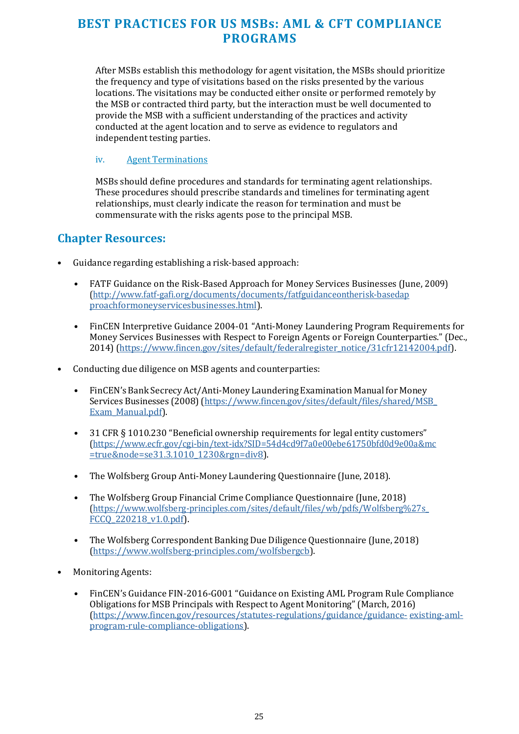After MSBs establish this methodology for agent visitation, the MSBs should prioritize the frequency and type of visitations based on the risks presented by the various locations. The visitations may be conducted either onsite or performed remotely by the MSB or contracted third party, but the interaction must be well documented to provide the MSB with a sufficient understanding of the practices and activity conducted at the agent location and to serve as evidence to regulators and independent testing parties.

#### iv. Agent Terminations

MSBs should define procedures and standards for terminating agent relationships. These procedures should prescribe standards and timelines for terminating agent relationships, must clearly indicate the reason for termination and must be commensurate with the risks agents pose to the principal MSB.

## Chapter Resources:

- Guidance regarding establishing a risk-based approach:
  - FATF Guidance on the Risk-Based Approach for Money Services Businesses (June, 2009) (http://www.fatf-gafi.org/documents/documents/fatfguidanceontherisk-basedapproachformoneyservicesbusinesses.html).
  - FinCEN Interpretive Guidance 2004-01 "Anti-Money Laundering Program Requirements for Money Services Businesses with Respect to Foreign Agents or Foreign Counterparties." (Dec., 2014) (https://www.fincen.gov/sites/default/federalregister_notice/31cfr12142004.pdf).
- Conducting due diligence on MSB agents and counterparties:
  - FinCEN's Bank Secrecy Act/Anti-Money Laundering Examination Manual for Money Services Businesses (2008) (https://www.fincen.gov/sites/default/files/shared/MSB_Exam_Manual.pdf).
  - 31 CFR § 1010.230 "Beneficial ownership requirements for legal entity customers" (https://www.ecfr.gov/cgi-bin/text-idx?SID=54d4cd9f7a0e00ebe61750bfd0d9e00a&mc=true&node=se31.3.1010_1230&rgn=div8).
  - The Wolfsberg Group Anti-Money Laundering Questionnaire (June, 2018).
  - The Wolfsberg Group Financial Crime Compliance Questionnaire (June, 2018) (https://www.wolfsberg-principles.com/sites/default/files/wb/pdfs/Wolfsberg%27s_FCCQ_220218_v1.0.pdf).
  - The Wolfsberg Correspondent Banking Due Diligence Questionnaire (June, 2018) (https://www.wolfsberg-principles.com/wolfsbergcb).
- Monitoring Agents:
  - FinCEN's Guidance FIN-2016-G001 "Guidance on Existing AML Program Rule Compliance Obligations for MSB Principals with Respect to Agent Monitoring" (March, 2016) (https://www.fincen.gov/resources/statutes-regulations/guidance/guidance-existing-aml-program-rule-compliance-obligations).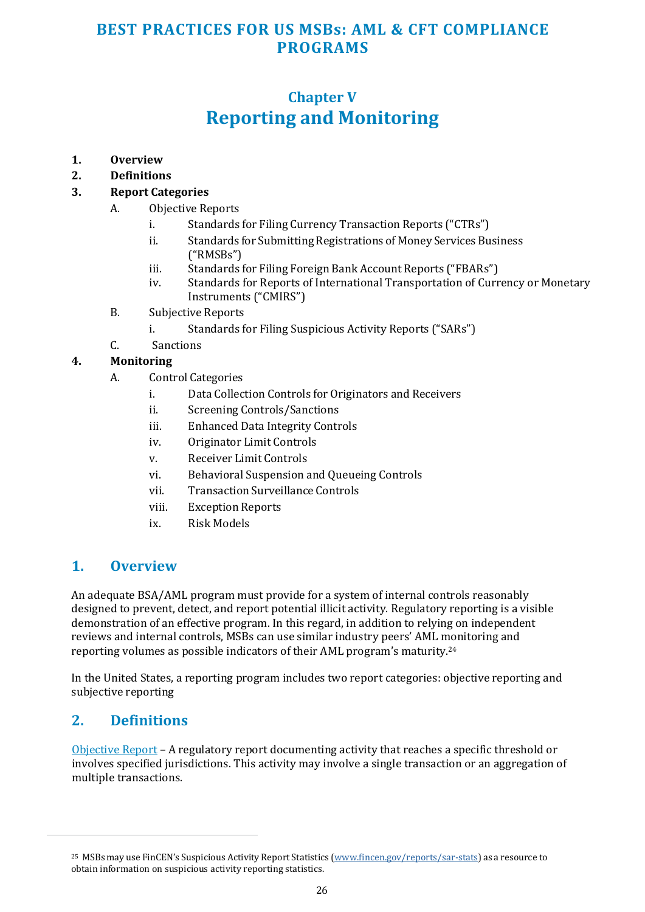# Chapter V
# Reporting and Monitoring

1. **Overview**
2. **Definitions**
3. **Report Categories**
   - A. Objective Reports
     - i. Standards for Filing Currency Transaction Reports ("CTRs")
     - ii. Standards for Submitting Registrations of Money Services Business ("RMSBs")
     - iii. Standards for Filing Foreign Bank Account Reports ("FBARs")
     - iv. Standards for Reports of International Transportation of Currency or Monetary Instruments ("CMIRS")
   - B. Subjective Reports
     - i. Standards for Filing Suspicious Activity Reports ("SARs")
   - C. Sanctions
4. **Monitoring**
   - A. Control Categories
     - i. Data Collection Controls for Originators and Receivers
     - ii. Screening Controls/Sanctions
     - iii. Enhanced Data Integrity Controls
     - iv. Originator Limit Controls
     - v. Receiver Limit Controls
     - vi. Behavioral Suspension and Queueing Controls
     - vii. Transaction Surveillance Controls
     - viii. Exception Reports
     - ix. Risk Models

## 1. Overview

An adequate BSA/AML program must provide for a system of internal controls reasonably designed to prevent, detect, and report potential illicit activity. Regulatory reporting is a visible demonstration of an effective program. In this regard, in addition to relying on independent reviews and internal controls, MSBs can use similar industry peers' AML monitoring and reporting volumes as possible indicators of their AML program's maturity.[24]

In the United States, a reporting program includes two report categories: objective reporting and subjective reporting

## 2. Definitions

Objective Report – A regulatory report documenting activity that reaches a specific threshold or involves specified jurisdictions. This activity may involve a single transaction or an aggregation of multiple transactions.

---

[25] MSBs may use FinCEN's Suspicious Activity Report Statistics (www.fincen.gov/reports/sar-stats) as a resource to obtain information on suspicious activity reporting statistics.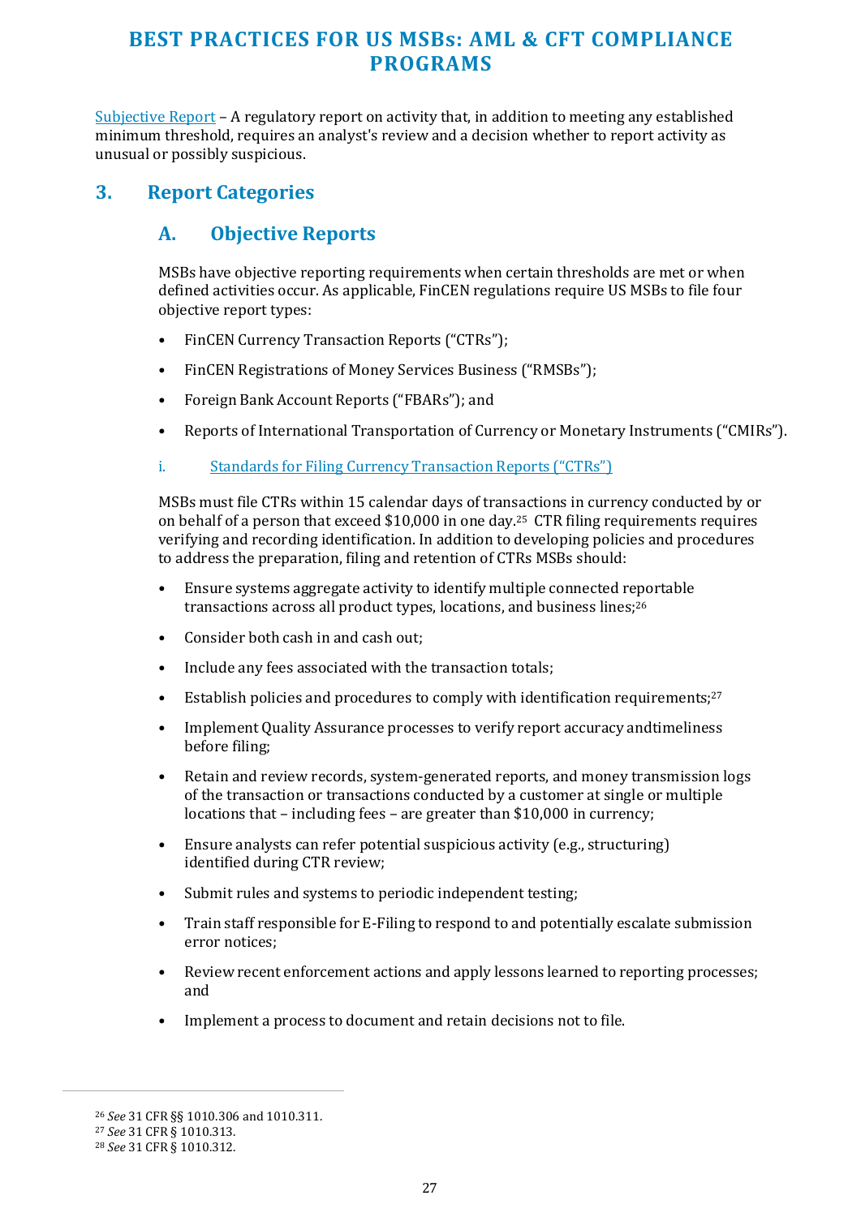Subjective Report – A regulatory report on activity that, in addition to meeting any established minimum threshold, requires an analyst's review and a decision whether to report activity as unusual or possibly suspicious.

## 3. Report Categories

### A. Objective Reports

MSBs have objective reporting requirements when certain thresholds are met or when defined activities occur. As applicable, FinCEN regulations require US MSBs to file four objective report types:

- FinCEN Currency Transaction Reports ("CTRs");
- FinCEN Registrations of Money Services Business ("RMSBs");
- Foreign Bank Account Reports ("FBARs"); and
- Reports of International Transportation of Currency or Monetary Instruments ("CMIRs").

#### i. Standards for Filing Currency Transaction Reports ("CTRs")

MSBs must file CTRs within 15 calendar days of transactions in currency conducted by or on behalf of a person that exceed $10,000 in one day.[25] CTR filing requirements requires verifying and recording identification. In addition to developing policies and procedures to address the preparation, filing and retention of CTRs MSBs should:

- Ensure systems aggregate activity to identify multiple connected reportable transactions across all product types, locations, and business lines;[26]
- Consider both cash in and cash out;
- Include any fees associated with the transaction totals;
- Establish policies and procedures to comply with identification requirements;[27]
- Implement Quality Assurance processes to verify report accuracy andtimeliness before filing;
- Retain and review records, system-generated reports, and money transmission logs of the transaction or transactions conducted by a customer at single or multiple locations that – including fees – are greater than $10,000 in currency;
- Ensure analysts can refer potential suspicious activity (e.g., structuring) identified during CTR review;
- Submit rules and systems to periodic independent testing;
- Train staff responsible for E-Filing to respond to and potentially escalate submission error notices;
- Review recent enforcement actions and apply lessons learned to reporting processes; and
- Implement a process to document and retain decisions not to file.

---

[26] *See* 31 CFR §§ 1010.306 and 1010.311.
[27] *See* 31 CFR § 1010.313.
[28] *See* 31 CFR § 1010.312.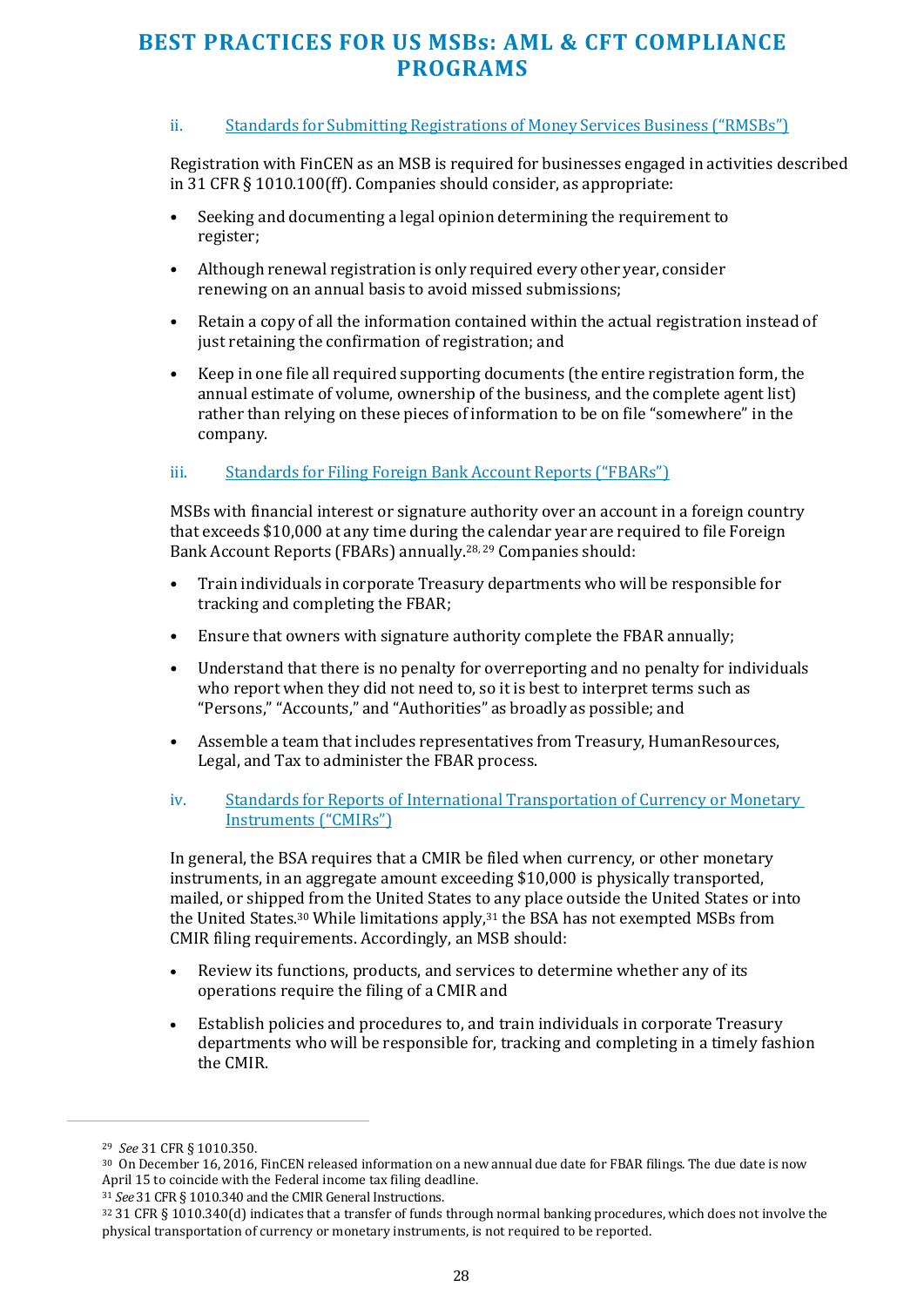ii. Standards for Submitting Registrations of Money Services Business ("RMSBs")

Registration with FinCEN as an MSB is required for businesses engaged in activities described in 31 CFR § 1010.100(ff). Companies should consider, as appropriate:

- Seeking and documenting a legal opinion determining the requirement to register;
- Although renewal registration is only required every other year, consider renewing on an annual basis to avoid missed submissions;
- Retain a copy of all the information contained within the actual registration instead of just retaining the confirmation of registration; and
- Keep in one file all required supporting documents (the entire registration form, the annual estimate of volume, ownership of the business, and the complete agent list) rather than relying on these pieces of information to be on file "somewhere" in the company.

iii. Standards for Filing Foreign Bank Account Reports ("FBARs")

MSBs with financial interest or signature authority over an account in a foreign country that exceeds $10,000 at any time during the calendar year are required to file Foreign Bank Account Reports (FBARs) annually.[28, 29] Companies should:

- Train individuals in corporate Treasury departments who will be responsible for tracking and completing the FBAR;
- Ensure that owners with signature authority complete the FBAR annually;
- Understand that there is no penalty for overreporting and no penalty for individuals who report when they did not need to, so it is best to interpret terms such as "Persons," "Accounts," and "Authorities" as broadly as possible; and
- Assemble a team that includes representatives from Treasury, HumanResources, Legal, and Tax to administer the FBAR process.

iv. Standards for Reports of International Transportation of Currency or Monetary Instruments ("CMIRs")

In general, the BSA requires that a CMIR be filed when currency, or other monetary instruments, in an aggregate amount exceeding $10,000 is physically transported, mailed, or shipped from the United States to any place outside the United States or into the United States.[30] While limitations apply,[31] the BSA has not exempted MSBs from CMIR filing requirements. Accordingly, an MSB should:

- Review its functions, products, and services to determine whether any of its operations require the filing of a CMIR and
- Establish policies and procedures to, and train individuals in corporate Treasury departments who will be responsible for, tracking and completing in a timely fashion the CMIR.

---

[29] *See* 31 CFR § 1010.350.

[30] On December 16, 2016, FinCEN released information on a new annual due date for FBAR filings. The due date is now April 15 to coincide with the Federal income tax filing deadline.

[31] *See* 31 CFR § 1010.340 and the CMIR General Instructions.

[32] 31 CFR § 1010.340(d) indicates that a transfer of funds through normal banking procedures, which does not involve the physical transportation of currency or monetary instruments, is not required to be reported.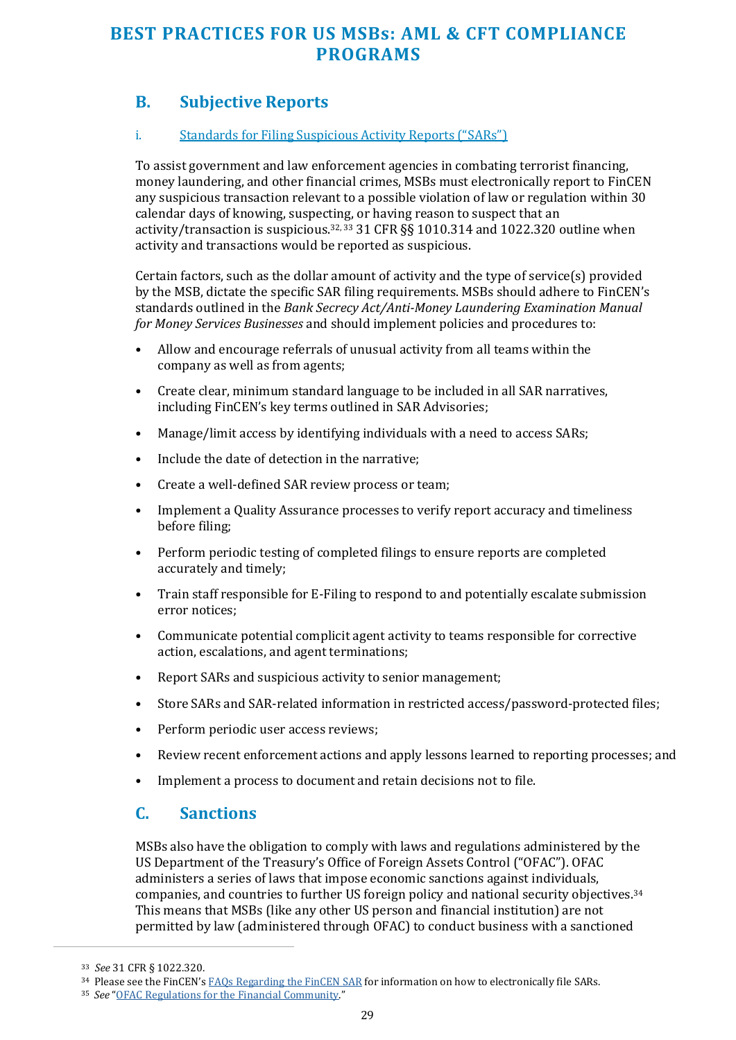## B. Subjective Reports

### i. Standards for Filing Suspicious Activity Reports ("SARs")

To assist government and law enforcement agencies in combating terrorist financing, money laundering, and other financial crimes, MSBs must electronically report to FinCEN any suspicious transaction relevant to a possible violation of law or regulation within 30 calendar days of knowing, suspecting, or having reason to suspect that an activity/transaction is suspicious.[32, 33] 31 CFR §§ 1010.314 and 1022.320 outline when activity and transactions would be reported as suspicious.

Certain factors, such as the dollar amount of activity and the type of service(s) provided by the MSB, dictate the specific SAR filing requirements. MSBs should adhere to FinCEN's standards outlined in the *Bank Secrecy Act/Anti-Money Laundering Examination Manual for Money Services Businesses* and should implement policies and procedures to:

- Allow and encourage referrals of unusual activity from all teams within the company as well as from agents;
- Create clear, minimum standard language to be included in all SAR narratives, including FinCEN's key terms outlined in SAR Advisories;
- Manage/limit access by identifying individuals with a need to access SARs;
- Include the date of detection in the narrative;
- Create a well-defined SAR review process or team;
- Implement a Quality Assurance processes to verify report accuracy and timeliness before filing;
- Perform periodic testing of completed filings to ensure reports are completed accurately and timely;
- Train staff responsible for E-Filing to respond to and potentially escalate submission error notices;
- Communicate potential complicit agent activity to teams responsible for corrective action, escalations, and agent terminations;
- Report SARs and suspicious activity to senior management;
- Store SARs and SAR-related information in restricted access/password-protected files;
- Perform periodic user access reviews;
- Review recent enforcement actions and apply lessons learned to reporting processes; and
- Implement a process to document and retain decisions not to file.

## C. Sanctions

MSBs also have the obligation to comply with laws and regulations administered by the US Department of the Treasury's Office of Foreign Assets Control ("OFAC"). OFAC administers a series of laws that impose economic sanctions against individuals, companies, and countries to further US foreign policy and national security objectives.[34] This means that MSBs (like any other US person and financial institution) are not permitted by law (administered through OFAC) to conduct business with a sanctioned

---

[33] *See* 31 CFR § 1022.320.

[34] Please see the FinCEN's FAQs Regarding the FinCEN SAR for information on how to electronically file SARs.

[35] *See* "OFAC Regulations for the Financial Community."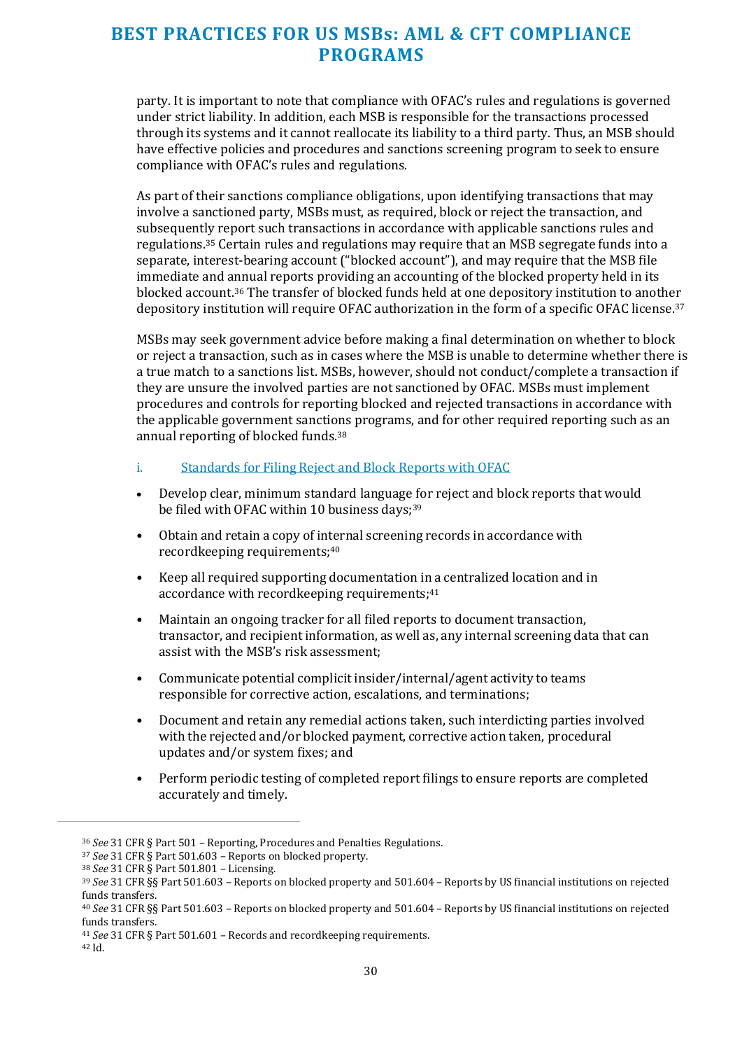party. It is important to note that compliance with OFAC's rules and regulations is governed under strict liability. In addition, each MSB is responsible for the transactions processed through its systems and it cannot reallocate its liability to a third party. Thus, an MSB should have effective policies and procedures and sanctions screening program to seek to ensure compliance with OFAC's rules and regulations.

As part of their sanctions compliance obligations, upon identifying transactions that may involve a sanctioned party, MSBs must, as required, block or reject the transaction, and subsequently report such transactions in accordance with applicable sanctions rules and regulations.[35] Certain rules and regulations may require that an MSB segregate funds into a separate, interest-bearing account ("blocked account"), and may require that the MSB file immediate and annual reports providing an accounting of the blocked property held in its blocked account.[36] The transfer of blocked funds held at one depository institution to another depository institution will require OFAC authorization in the form of a specific OFAC license.[37]

MSBs may seek government advice before making a final determination on whether to block or reject a transaction, such as in cases where the MSB is unable to determine whether there is a true match to a sanctions list. MSBs, however, should not conduct/complete a transaction if they are unsure the involved parties are not sanctioned by OFAC. MSBs must implement procedures and controls for reporting blocked and rejected transactions in accordance with the applicable government sanctions programs, and for other required reporting such as an annual reporting of blocked funds.[38]

i. Standards for Filing Reject and Block Reports with OFAC

- Develop clear, minimum standard language for reject and block reports that would be filed with OFAC within 10 business days;[39]
- Obtain and retain a copy of internal screening records in accordance with recordkeeping requirements;[40]
- Keep all required supporting documentation in a centralized location and in accordance with recordkeeping requirements;[41]
- Maintain an ongoing tracker for all filed reports to document transaction, transactor, and recipient information, as well as, any internal screening data that can assist with the MSB's risk assessment;
- Communicate potential complicit insider/internal/agent activity to teams responsible for corrective action, escalations, and terminations;
- Document and retain any remedial actions taken, such interdicting parties involved with the rejected and/or blocked payment, corrective action taken, procedural updates and/or system fixes; and
- Perform periodic testing of completed report filings to ensure reports are completed accurately and timely.

---

[36] *See* 31 CFR § Part 501 – Reporting, Procedures and Penalties Regulations.
[37] *See* 31 CFR § Part 501.603 – Reports on blocked property.
[38] *See* 31 CFR § Part 501.801 – Licensing.
[39] *See* 31 CFR §§ Part 501.603 – Reports on blocked property and 501.604 – Reports by US financial institutions on rejected funds transfers.
[40] *See* 31 CFR §§ Part 501.603 – Reports on blocked property and 501.604 – Reports by US financial institutions on rejected funds transfers.
[41] *See* 31 CFR § Part 501.601 – Records and recordkeeping requirements.
[42] Id.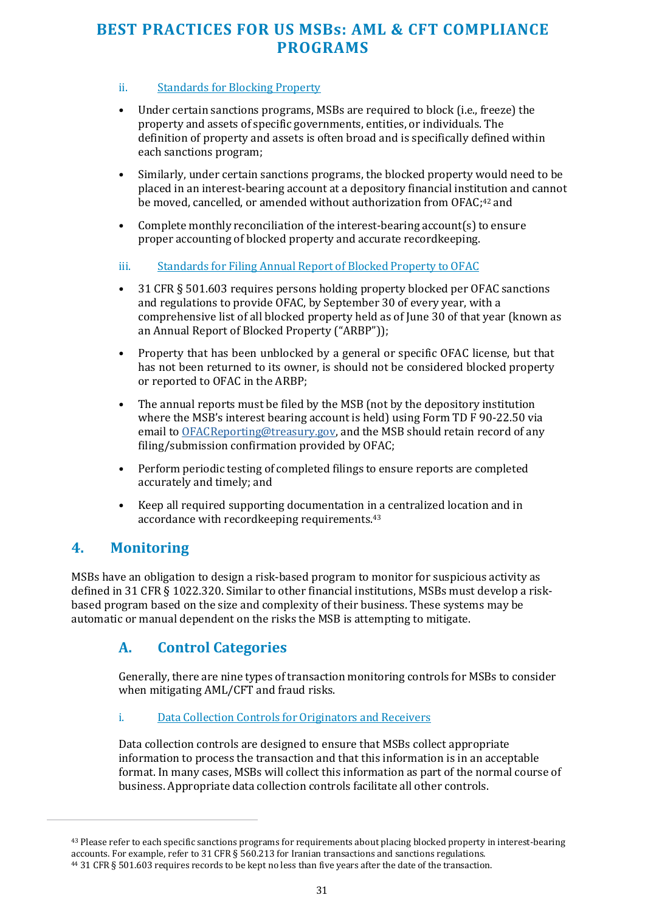ii. Standards for Blocking Property

- Under certain sanctions programs, MSBs are required to block (i.e., freeze) the property and assets of specific governments, entities, or individuals. The definition of property and assets is often broad and is specifically defined within each sanctions program;
- Similarly, under certain sanctions programs, the blocked property would need to be placed in an interest-bearing account at a depository financial institution and cannot be moved, cancelled, or amended without authorization from OFAC;[42] and
- Complete monthly reconciliation of the interest-bearing account(s) to ensure proper accounting of blocked property and accurate recordkeeping.

iii. Standards for Filing Annual Report of Blocked Property to OFAC

- 31 CFR § 501.603 requires persons holding property blocked per OFAC sanctions and regulations to provide OFAC, by September 30 of every year, with a comprehensive list of all blocked property held as of June 30 of that year (known as an Annual Report of Blocked Property ("ARBP"));
- Property that has been unblocked by a general or specific OFAC license, but that has not been returned to its owner, is should not be considered blocked property or reported to OFAC in the ARBP;
- The annual reports must be filed by the MSB (not by the depository institution where the MSB's interest bearing account is held) using Form TD F 90-22.50 via email to OFACReporting@treasury.gov, and the MSB should retain record of any filing/submission confirmation provided by OFAC;
- Perform periodic testing of completed filings to ensure reports are completed accurately and timely; and
- Keep all required supporting documentation in a centralized location and in accordance with recordkeeping requirements.[43]

## 4. Monitoring

MSBs have an obligation to design a risk-based program to monitor for suspicious activity as defined in 31 CFR § 1022.320. Similar to other financial institutions, MSBs must develop a risk-based program based on the size and complexity of their business. These systems may be automatic or manual dependent on the risks the MSB is attempting to mitigate.

### A. Control Categories

Generally, there are nine types of transaction monitoring controls for MSBs to consider when mitigating AML/CFT and fraud risks.

i. Data Collection Controls for Originators and Receivers

Data collection controls are designed to ensure that MSBs collect appropriate information to process the transaction and that this information is in an acceptable format. In many cases, MSBs will collect this information as part of the normal course of business. Appropriate data collection controls facilitate all other controls.

---

[43] Please refer to each specific sanctions programs for requirements about placing blocked property in interest-bearing accounts. For example, refer to 31 CFR § 560.213 for Iranian transactions and sanctions regulations.

[44] 31 CFR § 501.603 requires records to be kept no less than five years after the date of the transaction.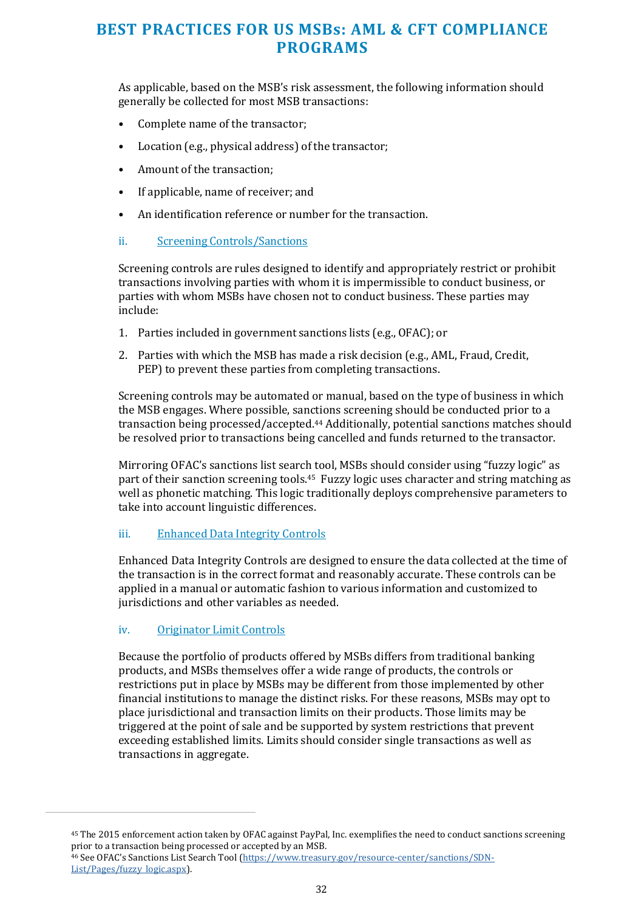As applicable, based on the MSB's risk assessment, the following information should generally be collected for most MSB transactions:

- Complete name of the transactor;
- Location (e.g., physical address) of the transactor;
- Amount of the transaction;
- If applicable, name of receiver; and
- An identification reference or number for the transaction.

### ii. Screening Controls/Sanctions

Screening controls are rules designed to identify and appropriately restrict or prohibit transactions involving parties with whom it is impermissible to conduct business, or parties with whom MSBs have chosen not to conduct business. These parties may include:

1. Parties included in government sanctions lists (e.g., OFAC); or
2. Parties with which the MSB has made a risk decision (e.g., AML, Fraud, Credit, PEP) to prevent these parties from completing transactions.

Screening controls may be automated or manual, based on the type of business in which the MSB engages. Where possible, sanctions screening should be conducted prior to a transaction being processed/accepted.[44] Additionally, potential sanctions matches should be resolved prior to transactions being cancelled and funds returned to the transactor.

Mirroring OFAC's sanctions list search tool, MSBs should consider using "fuzzy logic" as part of their sanction screening tools.[45] Fuzzy logic uses character and string matching as well as phonetic matching. This logic traditionally deploys comprehensive parameters to take into account linguistic differences.

### iii. Enhanced Data Integrity Controls

Enhanced Data Integrity Controls are designed to ensure the data collected at the time of the transaction is in the correct format and reasonably accurate. These controls can be applied in a manual or automatic fashion to various information and customized to jurisdictions and other variables as needed.

### iv. Originator Limit Controls

Because the portfolio of products offered by MSBs differs from traditional banking products, and MSBs themselves offer a wide range of products, the controls or restrictions put in place by MSBs may be different from those implemented by other financial institutions to manage the distinct risks. For these reasons, MSBs may opt to place jurisdictional and transaction limits on their products. Those limits may be triggered at the point of sale and be supported by system restrictions that prevent exceeding established limits. Limits should consider single transactions as well as transactions in aggregate.

---

[45] The 2015 enforcement action taken by OFAC against PayPal, Inc. exemplifies the need to conduct sanctions screening prior to a transaction being processed or accepted by an MSB.

[46] See OFAC's Sanctions List Search Tool (https://www.treasury.gov/resource-center/sanctions/SDN-List/Pages/fuzzy_logic.aspx).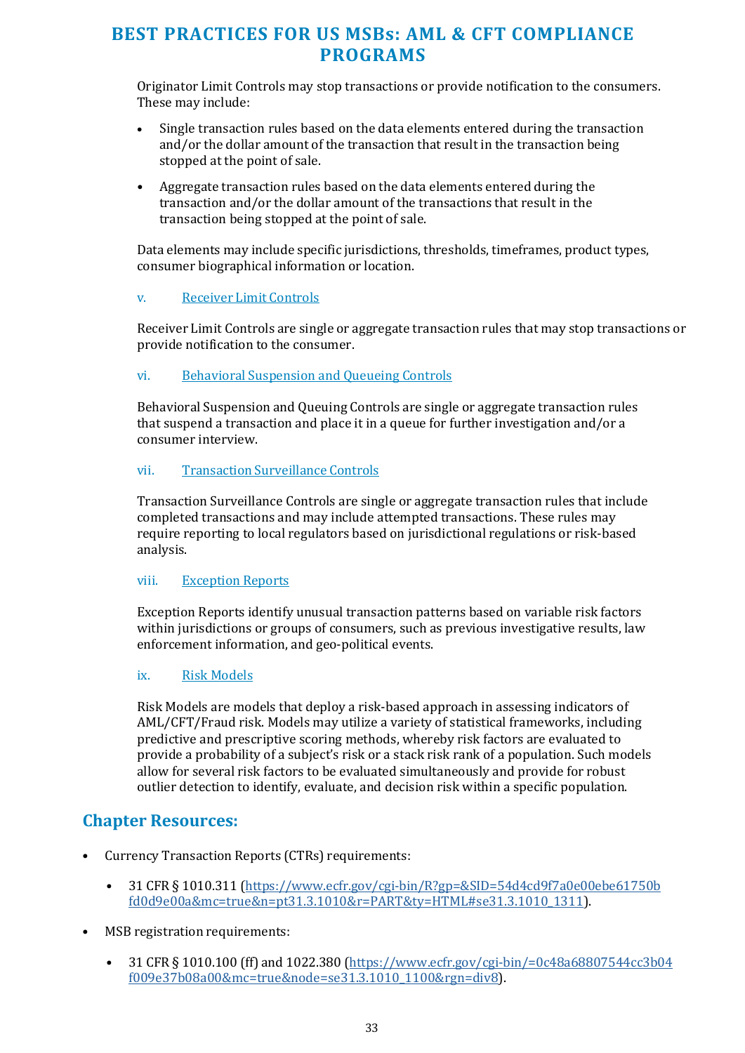Originator Limit Controls may stop transactions or provide notification to the consumers. These may include:

- Single transaction rules based on the data elements entered during the transaction and/or the dollar amount of the transaction that result in the transaction being stopped at the point of sale.
- Aggregate transaction rules based on the data elements entered during the transaction and/or the dollar amount of the transactions that result in the transaction being stopped at the point of sale.

Data elements may include specific jurisdictions, thresholds, timeframes, product types, consumer biographical information or location.

v. Receiver Limit Controls

Receiver Limit Controls are single or aggregate transaction rules that may stop transactions or provide notification to the consumer.

vi. Behavioral Suspension and Queueing Controls

Behavioral Suspension and Queuing Controls are single or aggregate transaction rules that suspend a transaction and place it in a queue for further investigation and/or a consumer interview.

vii. Transaction Surveillance Controls

Transaction Surveillance Controls are single or aggregate transaction rules that include completed transactions and may include attempted transactions. These rules may require reporting to local regulators based on jurisdictional regulations or risk-based analysis.

viii. Exception Reports

Exception Reports identify unusual transaction patterns based on variable risk factors within jurisdictions or groups of consumers, such as previous investigative results, law enforcement information, and geo-political events.

ix. Risk Models

Risk Models are models that deploy a risk-based approach in assessing indicators of AML/CFT/Fraud risk. Models may utilize a variety of statistical frameworks, including predictive and prescriptive scoring methods, whereby risk factors are evaluated to provide a probability of a subject's risk or a stack risk rank of a population. Such models allow for several risk factors to be evaluated simultaneously and provide for robust outlier detection to identify, evaluate, and decision risk within a specific population.

## Chapter Resources:

- Currency Transaction Reports (CTRs) requirements:
  - 31 CFR § 1010.311 (https://www.ecfr.gov/cgi-bin/R?gp=&SID=54d4cd9f7a0e00ebe61750bfd0d9e00a&mc=true&n=pt31.3.1010&r=PART&ty=HTML#se31.3.1010_1311).
- MSB registration requirements:
  - 31 CFR § 1010.100 (ff) and 1022.380 (https://www.ecfr.gov/cgi-bin/=0c48a68807544cc3b04f009e37b08a00&mc=true&node=se31.3.1010_1100&rgn=div8).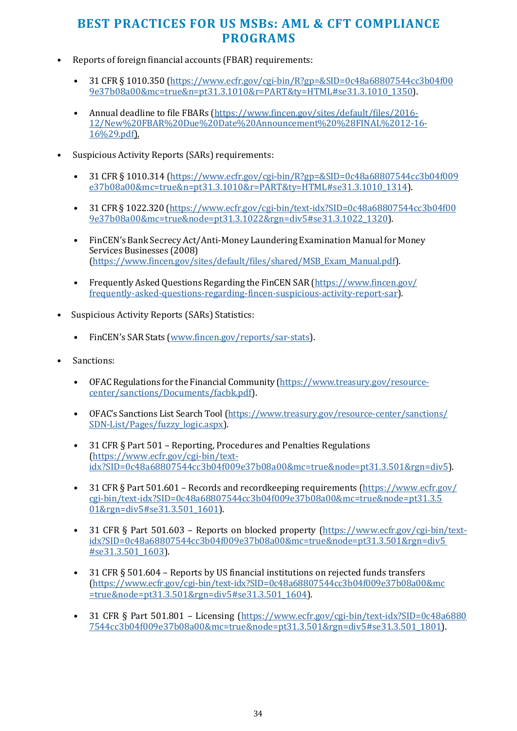- Reports of foreign financial accounts (FBAR) requirements:
  - 31 CFR § 1010.350 (https://www.ecfr.gov/cgi-bin/R?gp=&SID=0c48a68807544cc3b04f009e37b08a00&mc=true&n=pt31.3.1010&r=PART&ty=HTML#se31.3.1010_1350).
  - Annual deadline to file FBARs (https://www.fincen.gov/sites/default/files/2016-12/New%20FBAR%20Due%20Date%20Announcement%20%28FINAL%2012-16-16%29.pdf).
- Suspicious Activity Reports (SARs) requirements:
  - 31 CFR § 1010.314 (https://www.ecfr.gov/cgi-bin/R?gp=&SID=0c48a68807544cc3b04f009e37b08a00&mc=true&n=pt31.3.1010&r=PART&ty=HTML#se31.3.1010_1314).
  - 31 CFR § 1022.320 (https://www.ecfr.gov/cgi-bin/text-idx?SID=0c48a68807544cc3b04f009e37b08a00&mc=true&node=pt31.3.1022&rgn=div5#se31.3.1022_1320).
  - FinCEN's Bank Secrecy Act/Anti-Money Laundering Examination Manual for Money Services Businesses (2008) (https://www.fincen.gov/sites/default/files/shared/MSB_Exam_Manual.pdf).
  - Frequently Asked Questions Regarding the FinCEN SAR (https://www.fincen.gov/frequently-asked-questions-regarding-fincen-suspicious-activity-report-sar).
- Suspicious Activity Reports (SARs) Statistics:
  - FinCEN's SAR Stats (www.fincen.gov/reports/sar-stats).
- Sanctions:
  - OFAC Regulations for the Financial Community (https://www.treasury.gov/resource-center/sanctions/Documents/facbk.pdf).
  - OFAC's Sanctions List Search Tool (https://www.treasury.gov/resource-center/sanctions/SDN-List/Pages/fuzzy_logic.aspx).
  - 31 CFR § Part 501 – Reporting, Procedures and Penalties Regulations (https://www.ecfr.gov/cgi-bin/text-idx?SID=0c48a68807544cc3b04f009e37b08a00&mc=true&node=pt31.3.501&rgn=div5).
  - 31 CFR § Part 501.601 – Records and recordkeeping requirements (https://www.ecfr.gov/cgi-bin/text-idx?SID=0c48a68807544cc3b04f009e37b08a00&mc=true&node=pt31.3.501&rgn=div5#se31.3.501_1601).
  - 31 CFR § Part 501.603 – Reports on blocked property (https://www.ecfr.gov/cgi-bin/text-idx?SID=0c48a68807544cc3b04f009e37b08a00&mc=true&node=pt31.3.501&rgn=div5#se31.3.501_1603).
  - 31 CFR § 501.604 – Reports by US financial institutions on rejected funds transfers (https://www.ecfr.gov/cgi-bin/text-idx?SID=0c48a68807544cc3b04f009e37b08a00&mc=true&node=pt31.3.501&rgn=div5#se31.3.501_1604).
  - 31 CFR § Part 501.801 – Licensing (https://www.ecfr.gov/cgi-bin/text-idx?SID=0c48a68807544cc3b04f009e37b08a00&mc=true&node=pt31.3.501&rgn=div5#se31.3.501_1801).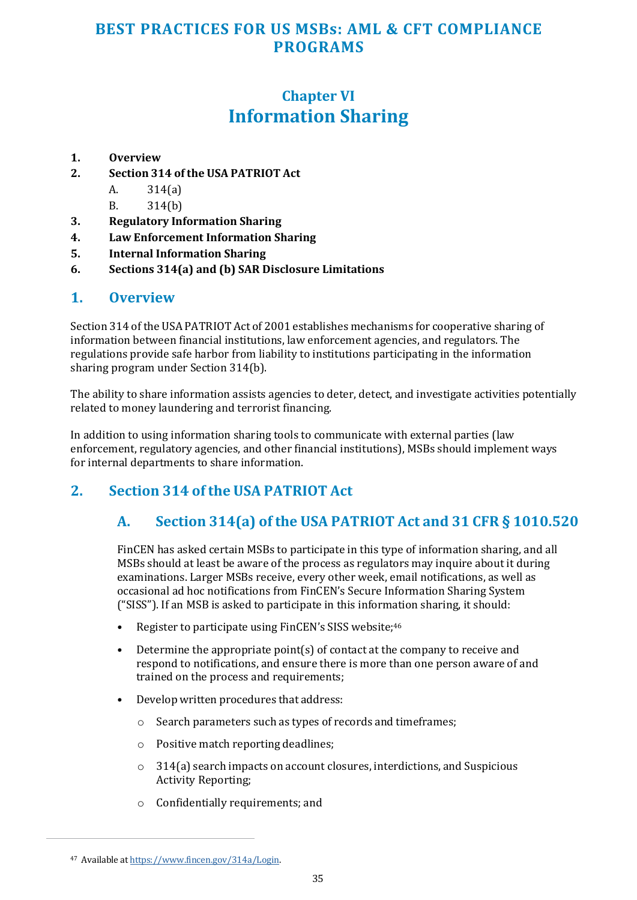# Chapter VI
# Information Sharing

1. **Overview**
2. **Section 314 of the USA PATRIOT Act**
   A. 314(a)
   B. 314(b)
3. **Regulatory Information Sharing**
4. **Law Enforcement Information Sharing**
5. **Internal Information Sharing**
6. **Sections 314(a) and (b) SAR Disclosure Limitations**

## 1. Overview

Section 314 of the USA PATRIOT Act of 2001 establishes mechanisms for cooperative sharing of information between financial institutions, law enforcement agencies, and regulators. The regulations provide safe harbor from liability to institutions participating in the information sharing program under Section 314(b).

The ability to share information assists agencies to deter, detect, and investigate activities potentially related to money laundering and terrorist financing.

In addition to using information sharing tools to communicate with external parties (law enforcement, regulatory agencies, and other financial institutions), MSBs should implement ways for internal departments to share information.

## 2. Section 314 of the USA PATRIOT Act

### A. Section 314(a) of the USA PATRIOT Act and 31 CFR § 1010.520

FinCEN has asked certain MSBs to participate in this type of information sharing, and all MSBs should at least be aware of the process as regulators may inquire about it during examinations. Larger MSBs receive, every other week, email notifications, as well as occasional ad hoc notifications from FinCEN's Secure Information Sharing System ("SISS"). If an MSB is asked to participate in this information sharing, it should:

- Register to participate using FinCEN's SISS website;[46]
- Determine the appropriate point(s) of contact at the company to receive and respond to notifications, and ensure there is more than one person aware of and trained on the process and requirements;
- Develop written procedures that address:
  - Search parameters such as types of records and timeframes;
  - Positive match reporting deadlines;
  - 314(a) search impacts on account closures, interdictions, and Suspicious Activity Reporting;
  - Confidentially requirements; and

[47] Available at https://www.fincen.gov/314a/Login.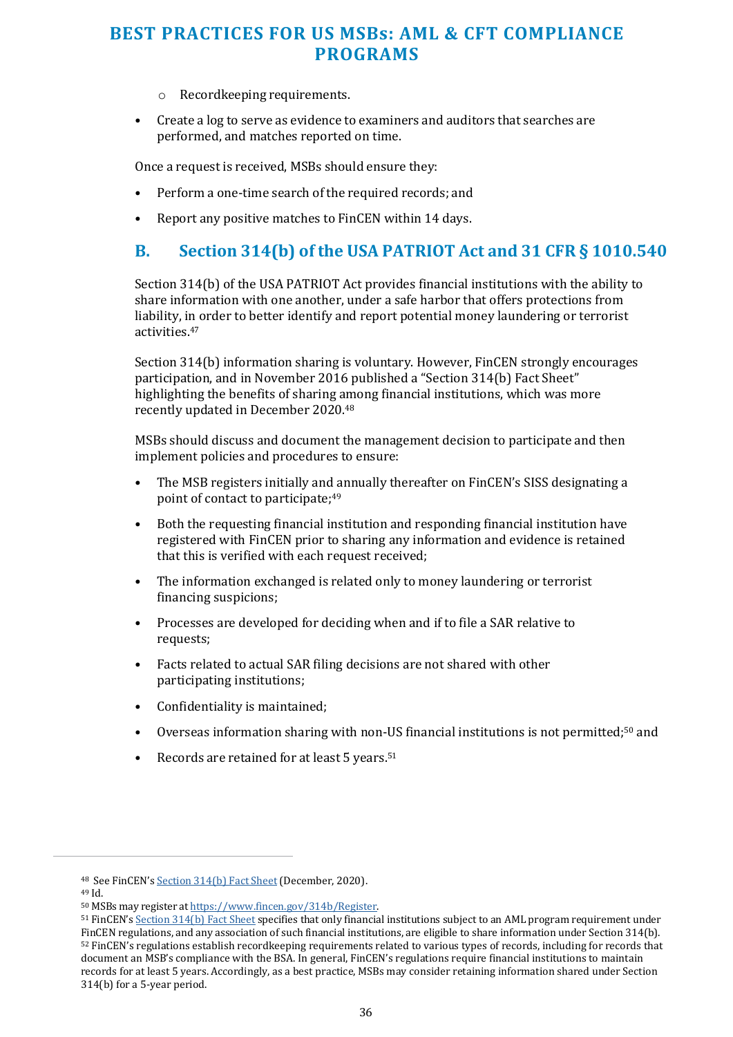- Recordkeeping requirements.

- Create a log to serve as evidence to examiners and auditors that searches are performed, and matches reported on time.

Once a request is received, MSBs should ensure they:

- Perform a one-time search of the required records; and
- Report any positive matches to FinCEN within 14 days.

## B. Section 314(b) of the USA PATRIOT Act and 31 CFR § 1010.540

Section 314(b) of the USA PATRIOT Act provides financial institutions with the ability to share information with one another, under a safe harbor that offers protections from liability, in order to better identify and report potential money laundering or terrorist activities.[47]

Section 314(b) information sharing is voluntary. However, FinCEN strongly encourages participation, and in November 2016 published a "Section 314(b) Fact Sheet" highlighting the benefits of sharing among financial institutions, which was more recently updated in December 2020.[48]

MSBs should discuss and document the management decision to participate and then implement policies and procedures to ensure:

- The MSB registers initially and annually thereafter on FinCEN's SISS designating a point of contact to participate;[49]
- Both the requesting financial institution and responding financial institution have registered with FinCEN prior to sharing any information and evidence is retained that this is verified with each request received;
- The information exchanged is related only to money laundering or terrorist financing suspicions;
- Processes are developed for deciding when and if to file a SAR relative to requests;
- Facts related to actual SAR filing decisions are not shared with other participating institutions;
- Confidentiality is maintained;
- Overseas information sharing with non-US financial institutions is not permitted;[50] and
- Records are retained for at least 5 years.[51]

---

[48] See FinCEN's Section 314(b) Fact Sheet (December, 2020).

[49] Id.

[50] MSBs may register at https://www.fincen.gov/314b/Register.

[51] FinCEN's Section 314(b) Fact Sheet specifies that only financial institutions subject to an AML program requirement under FinCEN regulations, and any association of such financial institutions, are eligible to share information under Section 314(b).

[52] FinCEN's regulations establish recordkeeping requirements related to various types of records, including for records that document an MSB's compliance with the BSA. In general, FinCEN's regulations require financial institutions to maintain records for at least 5 years. Accordingly, as a best practice, MSBs may consider retaining information shared under Section 314(b) for a 5-year period.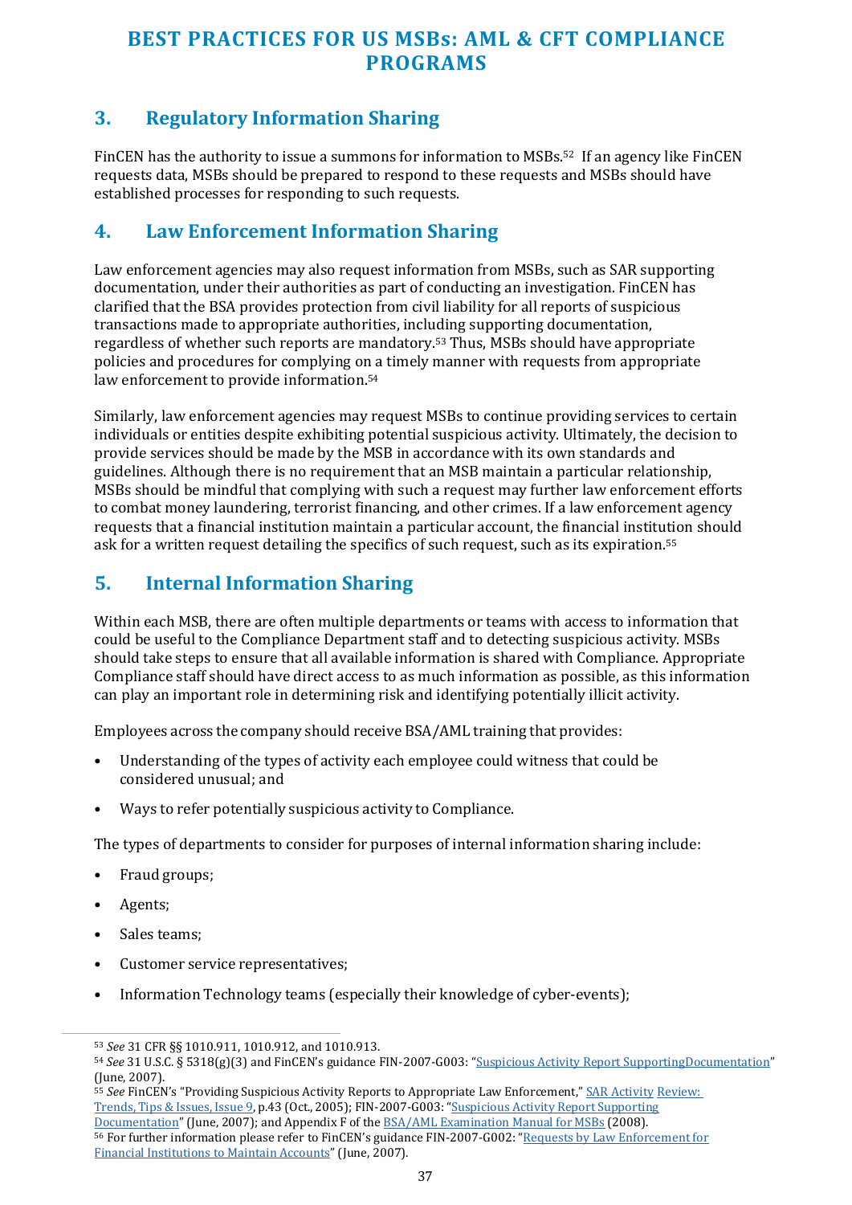## 3. Regulatory Information Sharing

FinCEN has the authority to issue a summons for information to MSBs.[52] If an agency like FinCEN requests data, MSBs should be prepared to respond to these requests and MSBs should have established processes for responding to such requests.

## 4. Law Enforcement Information Sharing

Law enforcement agencies may also request information from MSBs, such as SAR supporting documentation, under their authorities as part of conducting an investigation. FinCEN has clarified that the BSA provides protection from civil liability for all reports of suspicious transactions made to appropriate authorities, including supporting documentation, regardless of whether such reports are mandatory.[53] Thus, MSBs should have appropriate policies and procedures for complying on a timely manner with requests from appropriate law enforcement to provide information.[54]

Similarly, law enforcement agencies may request MSBs to continue providing services to certain individuals or entities despite exhibiting potential suspicious activity. Ultimately, the decision to provide services should be made by the MSB in accordance with its own standards and guidelines. Although there is no requirement that an MSB maintain a particular relationship, MSBs should be mindful that complying with such a request may further law enforcement efforts to combat money laundering, terrorist financing, and other crimes. If a law enforcement agency requests that a financial institution maintain a particular account, the financial institution should ask for a written request detailing the specifics of such request, such as its expiration.[55]

## 5. Internal Information Sharing

Within each MSB, there are often multiple departments or teams with access to information that could be useful to the Compliance Department staff and to detecting suspicious activity. MSBs should take steps to ensure that all available information is shared with Compliance. Appropriate Compliance staff should have direct access to as much information as possible, as this information can play an important role in determining risk and identifying potentially illicit activity.

Employees across the company should receive BSA/AML training that provides:

- Understanding of the types of activity each employee could witness that could be considered unusual; and
- Ways to refer potentially suspicious activity to Compliance.

The types of departments to consider for purposes of internal information sharing include:

- Fraud groups;
- Agents;
- Sales teams;
- Customer service representatives;
- Information Technology teams (especially their knowledge of cyber-events);

---

[53] *See* 31 CFR §§ 1010.911, 1010.912, and 1010.913.

[54] *See* 31 U.S.C. § 5318(g)(3) and FinCEN's guidance FIN-2007-G003: "Suspicious Activity Report SupportingDocumentation" (June, 2007).

[55] *See* FinCEN's "Providing Suspicious Activity Reports to Appropriate Law Enforcement," SAR Activity Review: Trends, Tips & Issues, Issue 9, p.43 (Oct., 2005); FIN-2007-G003: "Suspicious Activity Report Supporting Documentation" (June, 2007); and Appendix F of the BSA/AML Examination Manual for MSBs (2008).

[56] For further information please refer to FinCEN's guidance FIN-2007-G002: "Requests by Law Enforcement for Financial Institutions to Maintain Accounts" (June, 2007).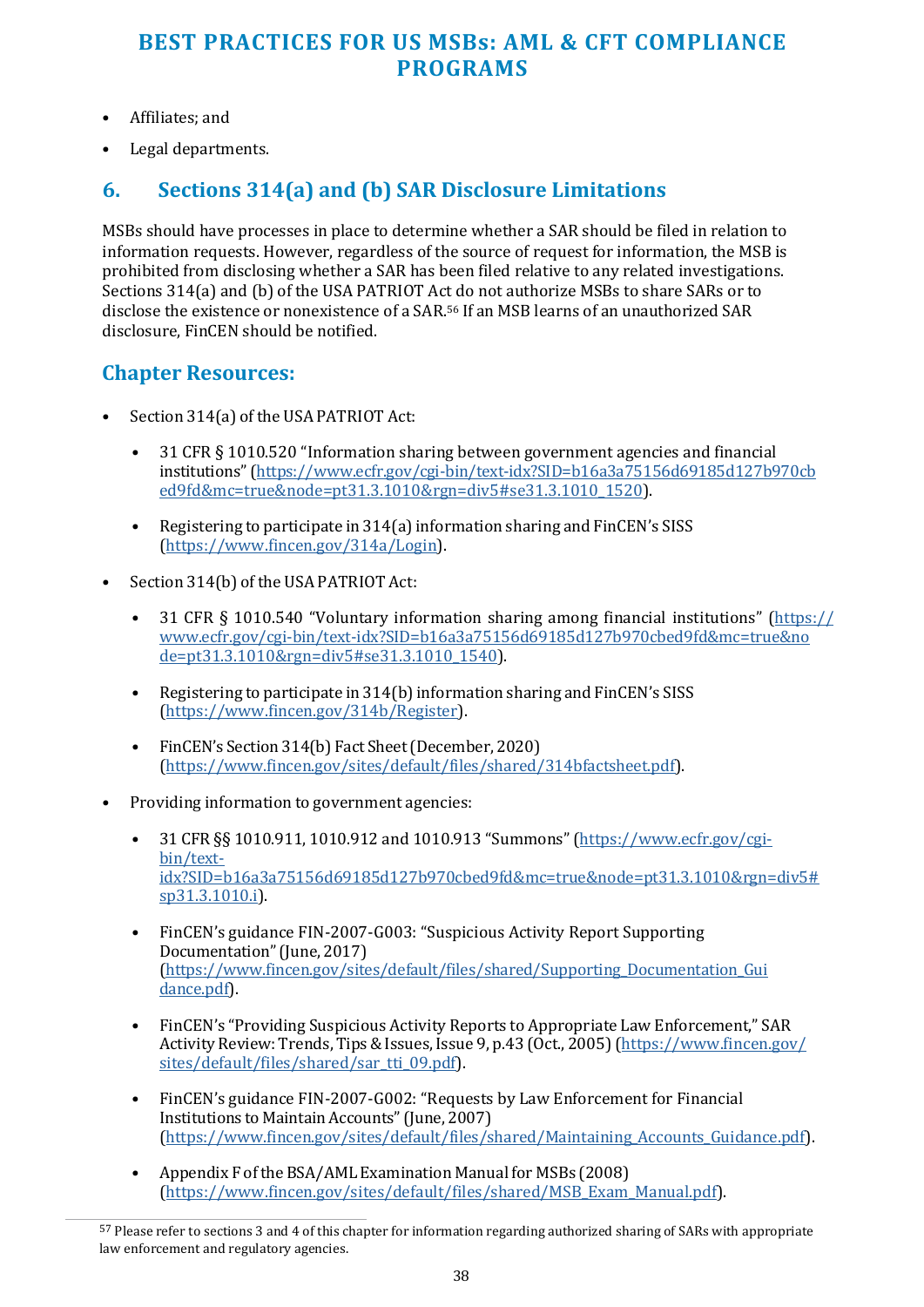- Affiliates; and
- Legal departments.

## 6. Sections 314(a) and (b) SAR Disclosure Limitations

MSBs should have processes in place to determine whether a SAR should be filed in relation to information requests. However, regardless of the source of request for information, the MSB is prohibited from disclosing whether a SAR has been filed relative to any related investigations. Sections 314(a) and (b) of the USA PATRIOT Act do not authorize MSBs to share SARs or to disclose the existence or nonexistence of a SAR.[56] If an MSB learns of an unauthorized SAR disclosure, FinCEN should be notified.

## Chapter Resources:

- Section 314(a) of the USA PATRIOT Act:
  - 31 CFR § 1010.520 "Information sharing between government agencies and financial institutions" (https://www.ecfr.gov/cgi-bin/text-idx?SID=b16a3a75156d69185d127b970cbed9fd&mc=true&node=pt31.3.1010&rgn=div5#se31.3.1010_1520).
  - Registering to participate in 314(a) information sharing and FinCEN's SISS (https://www.fincen.gov/314a/Login).
- Section 314(b) of the USA PATRIOT Act:
  - 31 CFR § 1010.540 "Voluntary information sharing among financial institutions" (https://www.ecfr.gov/cgi-bin/text-idx?SID=b16a3a75156d69185d127b970cbed9fd&mc=true&node=pt31.3.1010&rgn=div5#se31.3.1010_1540).
  - Registering to participate in 314(b) information sharing and FinCEN's SISS (https://www.fincen.gov/314b/Register).
  - FinCEN's Section 314(b) Fact Sheet (December, 2020) (https://www.fincen.gov/sites/default/files/shared/314bfactsheet.pdf).
- Providing information to government agencies:
  - 31 CFR §§ 1010.911, 1010.912 and 1010.913 "Summons" (https://www.ecfr.gov/cgi-bin/text-idx?SID=b16a3a75156d69185d127b970cbed9fd&mc=true&node=pt31.3.1010&rgn=div5#sp31.3.1010.i).
  - FinCEN's guidance FIN-2007-G003: "Suspicious Activity Report Supporting Documentation" (June, 2017) (https://www.fincen.gov/sites/default/files/shared/Supporting_Documentation_Guidance.pdf).
  - FinCEN's "Providing Suspicious Activity Reports to Appropriate Law Enforcement," SAR Activity Review: Trends, Tips & Issues, Issue 9, p.43 (Oct., 2005) (https://www.fincen.gov/sites/default/files/shared/sar_tti_09.pdf).
  - FinCEN's guidance FIN-2007-G002: "Requests by Law Enforcement for Financial Institutions to Maintain Accounts" (June, 2007) (https://www.fincen.gov/sites/default/files/shared/Maintaining_Accounts_Guidance.pdf).
  - Appendix F of the BSA/AML Examination Manual for MSBs (2008) (https://www.fincen.gov/sites/default/files/shared/MSB_Exam_Manual.pdf).

[57] Please refer to sections 3 and 4 of this chapter for information regarding authorized sharing of SARs with appropriate law enforcement and regulatory agencies.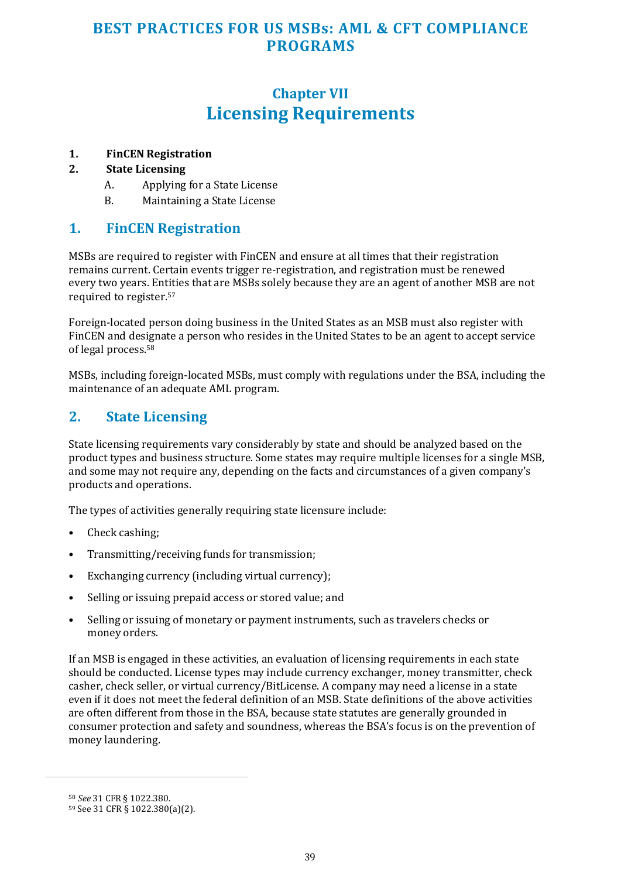# Chapter VII
# Licensing Requirements

1. **FinCEN Registration**
2. **State Licensing**
   A. Applying for a State License
   B. Maintaining a State License

## 1. FinCEN Registration

MSBs are required to register with FinCEN and ensure at all times that their registration remains current. Certain events trigger re-registration, and registration must be renewed every two years. Entities that are MSBs solely because they are an agent of another MSB are not required to register.[57]

Foreign-located person doing business in the United States as an MSB must also register with FinCEN and designate a person who resides in the United States to be an agent to accept service of legal process.[58]

MSBs, including foreign-located MSBs, must comply with regulations under the BSA, including the maintenance of an adequate AML program.

## 2. State Licensing

State licensing requirements vary considerably by state and should be analyzed based on the product types and business structure. Some states may require multiple licenses for a single MSB, and some may not require any, depending on the facts and circumstances of a given company's products and operations.

The types of activities generally requiring state licensure include:

- Check cashing;
- Transmitting/receiving funds for transmission;
- Exchanging currency (including virtual currency);
- Selling or issuing prepaid access or stored value; and
- Selling or issuing of monetary or payment instruments, such as travelers checks or money orders.

If an MSB is engaged in these activities, an evaluation of licensing requirements in each state should be conducted. License types may include currency exchanger, money transmitter, check casher, check seller, or virtual currency/BitLicense. A company may need a license in a state even if it does not meet the federal definition of an MSB. State definitions of the above activities are often different from those in the BSA, because state statutes are generally grounded in consumer protection and safety and soundness, whereas the BSA's focus is on the prevention of money laundering.

---

[58] *See* 31 CFR § 1022.380.
[59] See 31 CFR § 1022.380(a)(2).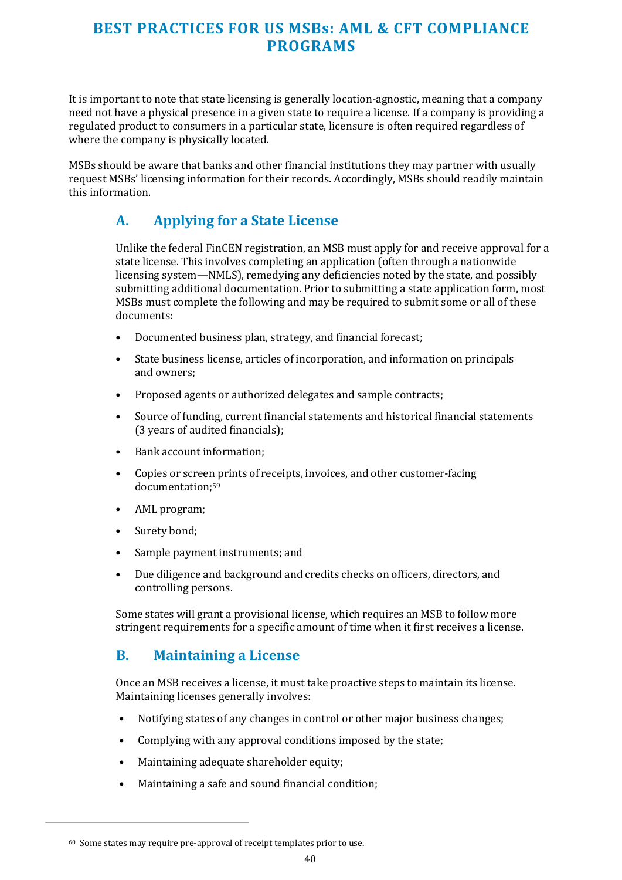It is important to note that state licensing is generally location-agnostic, meaning that a company need not have a physical presence in a given state to require a license. If a company is providing a regulated product to consumers in a particular state, licensure is often required regardless of where the company is physically located.

MSBs should be aware that banks and other financial institutions they may partner with usually request MSBs' licensing information for their records. Accordingly, MSBs should readily maintain this information.

## A. Applying for a State License

Unlike the federal FinCEN registration, an MSB must apply for and receive approval for a state license. This involves completing an application (often through a nationwide licensing system—NMLS), remedying any deficiencies noted by the state, and possibly submitting additional documentation. Prior to submitting a state application form, most MSBs must complete the following and may be required to submit some or all of these documents:

- Documented business plan, strategy, and financial forecast;
- State business license, articles of incorporation, and information on principals and owners;
- Proposed agents or authorized delegates and sample contracts;
- Source of funding, current financial statements and historical financial statements (3 years of audited financials);
- Bank account information;
- Copies or screen prints of receipts, invoices, and other customer-facing documentation;[59]
- AML program;
- Surety bond;
- Sample payment instruments; and
- Due diligence and background and credits checks on officers, directors, and controlling persons.

Some states will grant a provisional license, which requires an MSB to follow more stringent requirements for a specific amount of time when it first receives a license.

## B. Maintaining a License

Once an MSB receives a license, it must take proactive steps to maintain its license. Maintaining licenses generally involves:

- Notifying states of any changes in control or other major business changes;
- Complying with any approval conditions imposed by the state;
- Maintaining adequate shareholder equity;
- Maintaining a safe and sound financial condition;

---

[60] Some states may require pre-approval of receipt templates prior to use.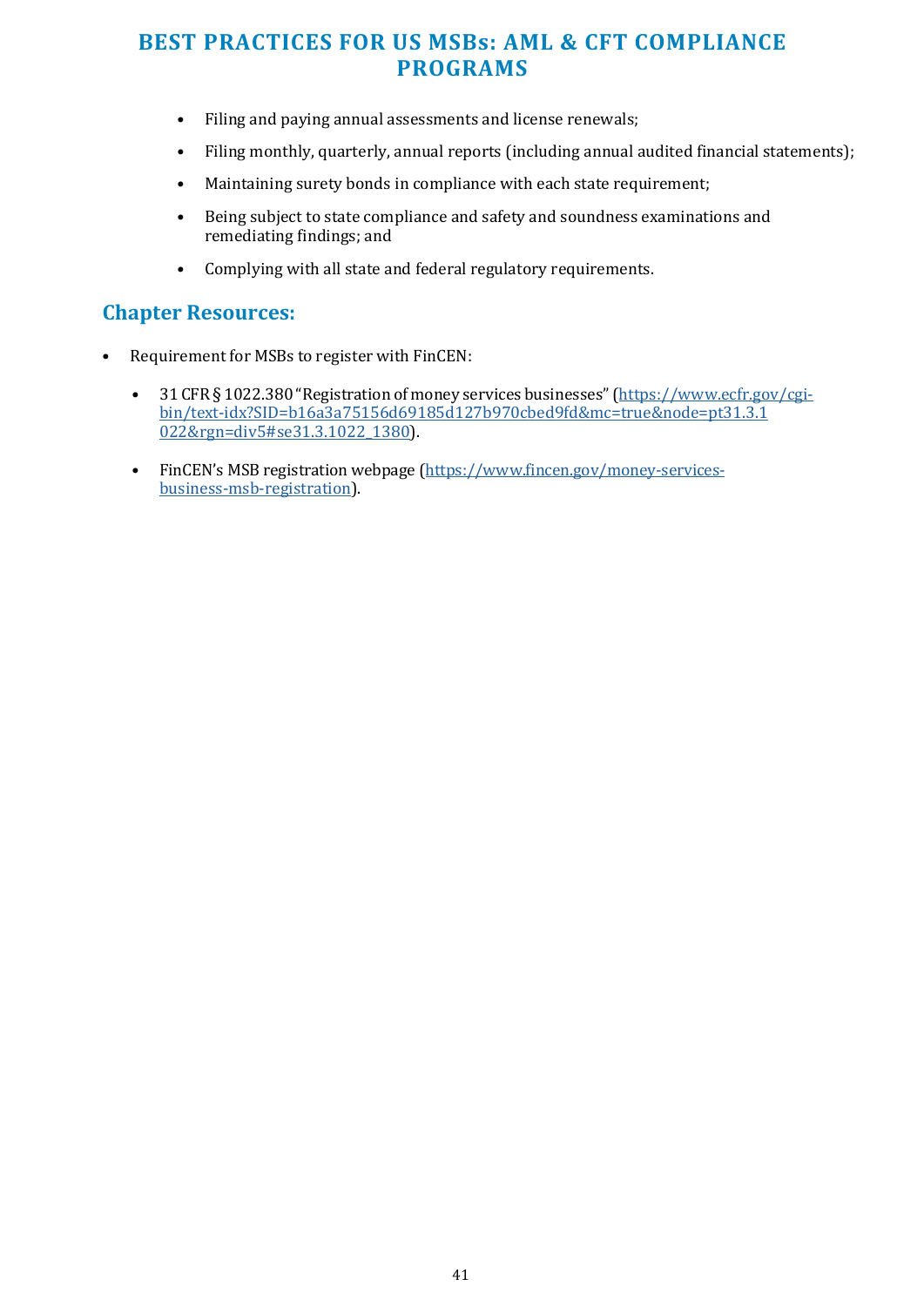- Filing and paying annual assessments and license renewals;
- Filing monthly, quarterly, annual reports (including annual audited financial statements);
- Maintaining surety bonds in compliance with each state requirement;
- Being subject to state compliance and safety and soundness examinations and remediating findings; and
- Complying with all state and federal regulatory requirements.

## Chapter Resources:

- Requirement for MSBs to register with FinCEN:
  - 31 CFR § 1022.380 "Registration of money services businesses" (https://www.ecfr.gov/cgi-bin/text-idx?SID=b16a3a75156d69185d127b970cbed9fd&mc=true&node=pt31.3.1022&rgn=div5#se31.3.1022_1380).
  - FinCEN's MSB registration webpage (https://www.fincen.gov/money-services-business-msb-registration).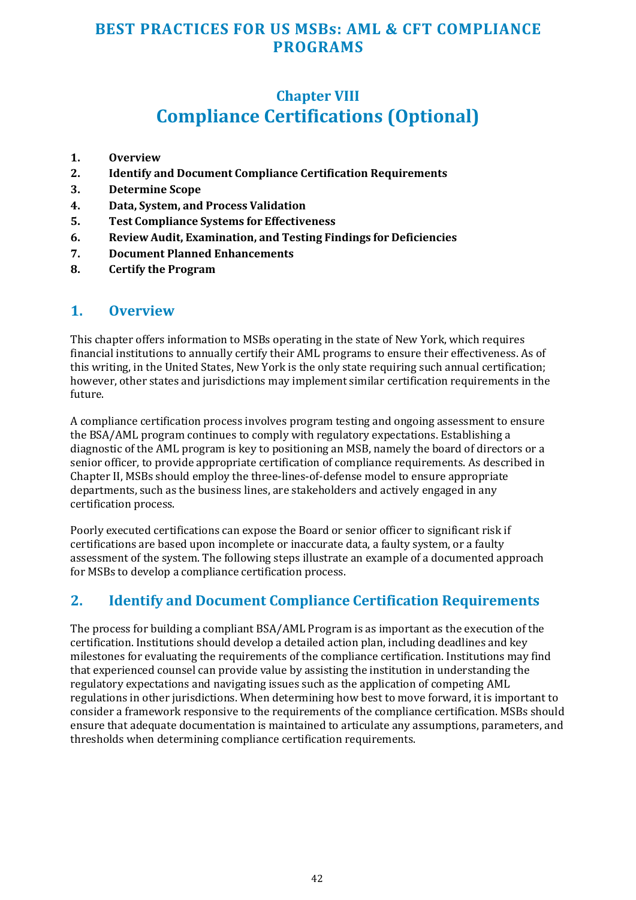# Chapter VIII
# Compliance Certifications (Optional)

1. **Overview**
2. **Identify and Document Compliance Certification Requirements**
3. **Determine Scope**
4. **Data, System, and Process Validation**
5. **Test Compliance Systems for Effectiveness**
6. **Review Audit, Examination, and Testing Findings for Deficiencies**
7. **Document Planned Enhancements**
8. **Certify the Program**

## 1. Overview

This chapter offers information to MSBs operating in the state of New York, which requires financial institutions to annually certify their AML programs to ensure their effectiveness. As of this writing, in the United States, New York is the only state requiring such annual certification; however, other states and jurisdictions may implement similar certification requirements in the future.

A compliance certification process involves program testing and ongoing assessment to ensure the BSA/AML program continues to comply with regulatory expectations. Establishing a diagnostic of the AML program is key to positioning an MSB, namely the board of directors or a senior officer, to provide appropriate certification of compliance requirements. As described in Chapter II, MSBs should employ the three-lines-of-defense model to ensure appropriate departments, such as the business lines, are stakeholders and actively engaged in any certification process.

Poorly executed certifications can expose the Board or senior officer to significant risk if certifications are based upon incomplete or inaccurate data, a faulty system, or a faulty assessment of the system. The following steps illustrate an example of a documented approach for MSBs to develop a compliance certification process.

## 2. Identify and Document Compliance Certification Requirements

The process for building a compliant BSA/AML Program is as important as the execution of the certification. Institutions should develop a detailed action plan, including deadlines and key milestones for evaluating the requirements of the compliance certification. Institutions may find that experienced counsel can provide value by assisting the institution in understanding the regulatory expectations and navigating issues such as the application of competing AML regulations in other jurisdictions. When determining how best to move forward, it is important to consider a framework responsive to the requirements of the compliance certification. MSBs should ensure that adequate documentation is maintained to articulate any assumptions, parameters, and thresholds when determining compliance certification requirements.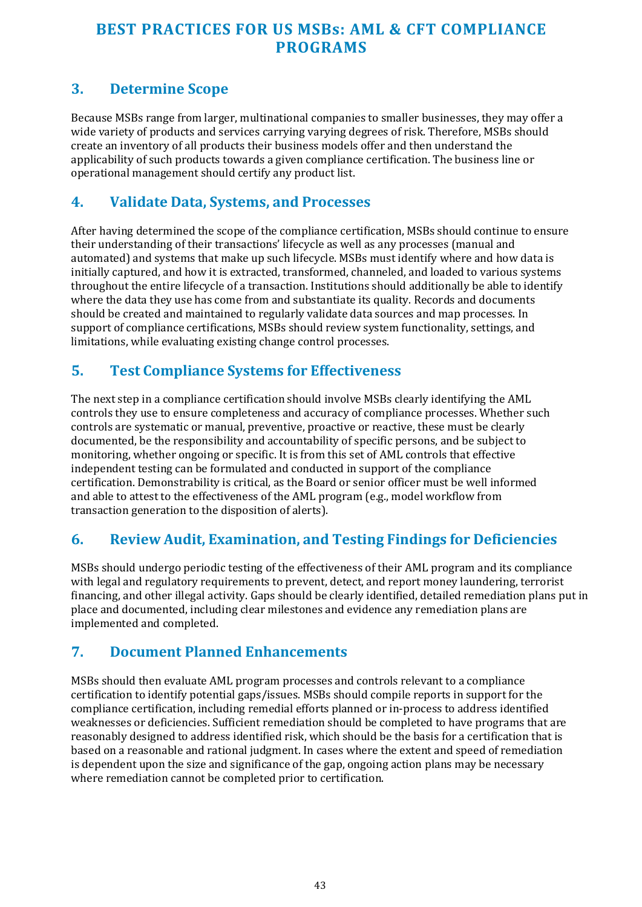## 3. Determine Scope

Because MSBs range from larger, multinational companies to smaller businesses, they may offer a wide variety of products and services carrying varying degrees of risk. Therefore, MSBs should create an inventory of all products their business models offer and then understand the applicability of such products towards a given compliance certification. The business line or operational management should certify any product list.

## 4. Validate Data, Systems, and Processes

After having determined the scope of the compliance certification, MSBs should continue to ensure their understanding of their transactions' lifecycle as well as any processes (manual and automated) and systems that make up such lifecycle. MSBs must identify where and how data is initially captured, and how it is extracted, transformed, channeled, and loaded to various systems throughout the entire lifecycle of a transaction. Institutions should additionally be able to identify where the data they use has come from and substantiate its quality. Records and documents should be created and maintained to regularly validate data sources and map processes. In support of compliance certifications, MSBs should review system functionality, settings, and limitations, while evaluating existing change control processes.

## 5. Test Compliance Systems for Effectiveness

The next step in a compliance certification should involve MSBs clearly identifying the AML controls they use to ensure completeness and accuracy of compliance processes. Whether such controls are systematic or manual, preventive, proactive or reactive, these must be clearly documented, be the responsibility and accountability of specific persons, and be subject to monitoring, whether ongoing or specific. It is from this set of AML controls that effective independent testing can be formulated and conducted in support of the compliance certification. Demonstrability is critical, as the Board or senior officer must be well informed and able to attest to the effectiveness of the AML program (e.g., model workflow from transaction generation to the disposition of alerts).

## 6. Review Audit, Examination, and Testing Findings for Deficiencies

MSBs should undergo periodic testing of the effectiveness of their AML program and its compliance with legal and regulatory requirements to prevent, detect, and report money laundering, terrorist financing, and other illegal activity. Gaps should be clearly identified, detailed remediation plans put in place and documented, including clear milestones and evidence any remediation plans are implemented and completed.

## 7. Document Planned Enhancements

MSBs should then evaluate AML program processes and controls relevant to a compliance certification to identify potential gaps/issues. MSBs should compile reports in support for the compliance certification, including remedial efforts planned or in-process to address identified weaknesses or deficiencies. Sufficient remediation should be completed to have programs that are reasonably designed to address identified risk, which should be the basis for a certification that is based on a reasonable and rational judgment. In cases where the extent and speed of remediation is dependent upon the size and significance of the gap, ongoing action plans may be necessary where remediation cannot be completed prior to certification.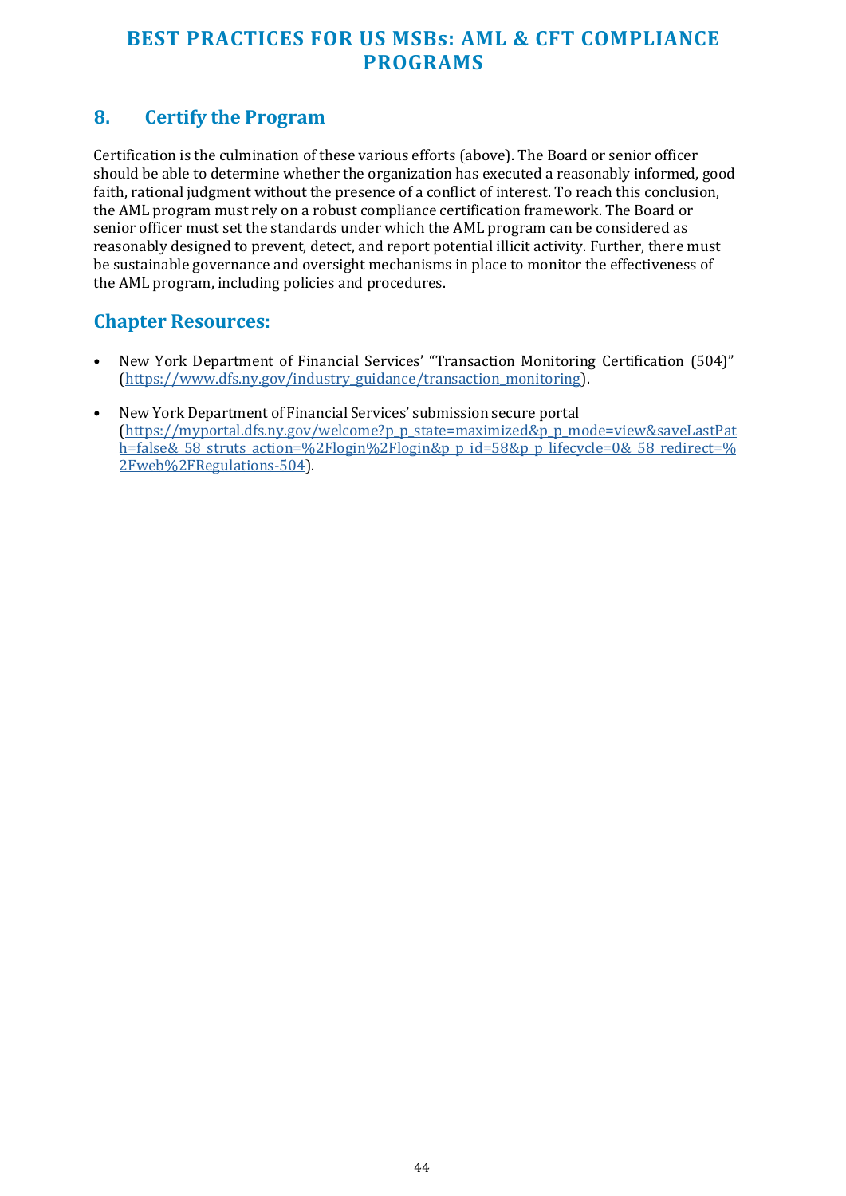## 8. Certify the Program

Certification is the culmination of these various efforts (above). The Board or senior officer should be able to determine whether the organization has executed a reasonably informed, good faith, rational judgment without the presence of a conflict of interest. To reach this conclusion, the AML program must rely on a robust compliance certification framework. The Board or senior officer must set the standards under which the AML program can be considered as reasonably designed to prevent, detect, and report potential illicit activity. Further, there must be sustainable governance and oversight mechanisms in place to monitor the effectiveness of the AML program, including policies and procedures.

## Chapter Resources:

- New York Department of Financial Services' "Transaction Monitoring Certification (504)" (https://www.dfs.ny.gov/industry_guidance/transaction_monitoring).
- New York Department of Financial Services' submission secure portal (https://myportal.dfs.ny.gov/welcome?p_p_state=maximized&p_p_mode=view&saveLastPath=false&_58_struts_action=%2Flogin%2Flogin&p_p_id=58&p_p_lifecycle=0&_58_redirect=%2Fweb%2FRegulations-504).